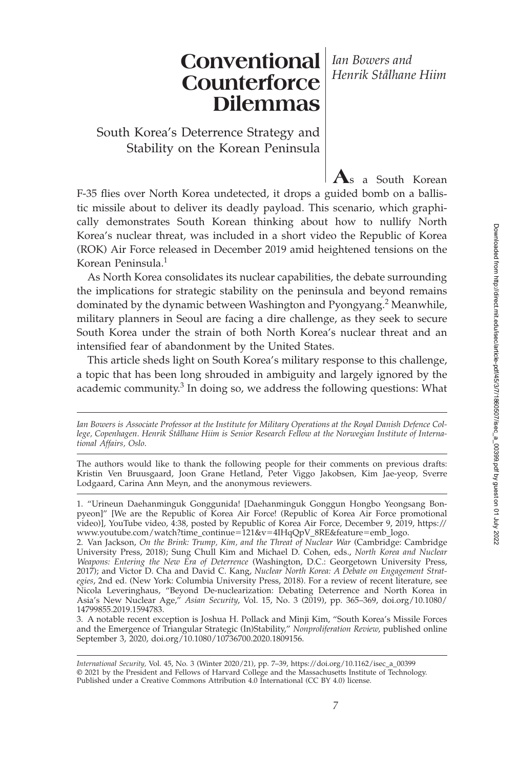# Conventional Counterforce Dilemmas

## South Korea's Deterrence Strategy and Stability on the Korean Peninsula

*Ian Bowers and Henrik Stålhane Hiim*

As a South Korean F-35 flies over North Korea undetected, it drops a guided bomb on a ballistic missile about to deliver its deadly payload. This scenario, which graphically demonstrates South Korean thinking about how to nullify North Korea's nuclear threat, was included in a short video the Republic of Korea (ROK) Air Force released in December 2019 amid heightened tensions on the Korean Peninsula.[1]

As North Korea consolidates its nuclear capabilities, the debate surrounding the implications for strategic stability on the peninsula and beyond remains dominated by the dynamic between Washington and Pyongyang.[2] Meanwhile, military planners in Seoul are facing a dire challenge, as they seek to secure South Korea under the strain of both North Korea's nuclear threat and an intensified fear of abandonment by the United States.

This article sheds light on South Korea's military response to this challenge, a topic that has been long shrouded in ambiguity and largely ignored by the academic community.[3] In doing so, we address the following questions: What

---

*Ian Bowers is Associate Professor at the Institute for Military Operations at the Royal Danish Defence College, Copenhagen. Henrik Stålhane Hiim is Senior Research Fellow at the Norwegian Institute of International Affairs, Oslo.*

The authors would like to thank the following people for their comments on previous drafts: Kristin Ven Bruusgaard, Joon Grane Hetland, Peter Viggo Jakobsen, Kim Jae-yeop, Sverre Lodgaard, Carina Ann Meyn, and the anonymous reviewers.

1. "Urineun Daehanminguk Gonggunida! [Daehanminguk Gonggun Hongbo Yeongsang Bonpyeon]" [We are the Republic of Korea Air Force! (Republic of Korea Air Force promotional video)], YouTube video, 4:38, posted by Republic of Korea Air Force, December 9, 2019, https://www.youtube.com/watch?time_continue=121&v=4IHqQpV_8RE&feature=emb_logo.

2. Van Jackson, *On the Brink: Trump, Kim, and the Threat of Nuclear War* (Cambridge: Cambridge University Press, 2018); Sung Chull Kim and Michael D. Cohen, eds., *North Korea and Nuclear Weapons: Entering the New Era of Deterrence* (Washington, D.C.: Georgetown University Press, 2017); and Victor D. Cha and David C. Kang, *Nuclear North Korea: A Debate on Engagement Strategies*, 2nd ed. (New York: Columbia University Press, 2018). For a review of recent literature, see Nicola Leveringhaus, "Beyond De-nuclearization: Debating Deterrence and North Korea in Asia's New Nuclear Age," *Asian Security*, Vol. 15, No. 3 (2019), pp. 365–369, doi.org/10.1080/14799855.2019.1594783.

3. A notable recent exception is Joshua H. Pollack and Minji Kim, "South Korea's Missile Forces and the Emergence of Triangular Strategic (In)Stability," *Nonproliferation Review*, published online September 3, 2020, doi.org/10.1080/10736700.2020.1809156.

*International Security*, Vol. 45, No. 3 (Winter 2020/21), pp. 7–39, https://doi.org/10.1162/isec_a_00399
© 2021 by the President and Fellows of Harvard College and the Massachusetts Institute of Technology. Published under a Creative Commons Attribution 4.0 International (CC BY 4.0) license.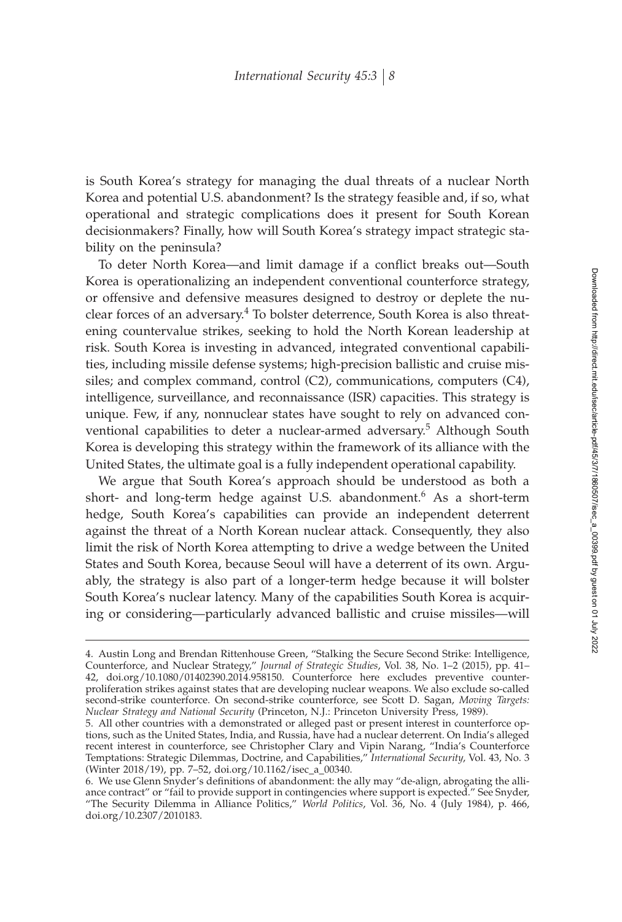is South Korea's strategy for managing the dual threats of a nuclear North Korea and potential U.S. abandonment? Is the strategy feasible and, if so, what operational and strategic complications does it present for South Korean decisionmakers? Finally, how will South Korea's strategy impact strategic stability on the peninsula?

To deter North Korea—and limit damage if a conflict breaks out—South Korea is operationalizing an independent conventional counterforce strategy, or offensive and defensive measures designed to destroy or deplete the nuclear forces of an adversary.[4] To bolster deterrence, South Korea is also threatening countervalue strikes, seeking to hold the North Korean leadership at risk. South Korea is investing in advanced, integrated conventional capabilities, including missile defense systems; high-precision ballistic and cruise missiles; and complex command, control (C2), communications, computers (C4), intelligence, surveillance, and reconnaissance (ISR) capacities. This strategy is unique. Few, if any, nonnuclear states have sought to rely on advanced conventional capabilities to deter a nuclear-armed adversary.[5] Although South Korea is developing this strategy within the framework of its alliance with the United States, the ultimate goal is a fully independent operational capability.

We argue that South Korea's approach should be understood as both a short- and long-term hedge against U.S. abandonment.[6] As a short-term hedge, South Korea's capabilities can provide an independent deterrent against the threat of a North Korean nuclear attack. Consequently, they also limit the risk of North Korea attempting to drive a wedge between the United States and South Korea, because Seoul will have a deterrent of its own. Arguably, the strategy is also part of a longer-term hedge because it will bolster South Korea's nuclear latency. Many of the capabilities South Korea is acquiring or considering—particularly advanced ballistic and cruise missiles—will

---

4. Austin Long and Brendan Rittenhouse Green, "Stalking the Secure Second Strike: Intelligence, Counterforce, and Nuclear Strategy," *Journal of Strategic Studies*, Vol. 38, No. 1–2 (2015), pp. 41–42, doi.org/10.1080/01402390.2014.958150. Counterforce here excludes preventive counterproliferation strikes against states that are developing nuclear weapons. We also exclude so-called second-strike counterforce. On second-strike counterforce, see Scott D. Sagan, *Moving Targets: Nuclear Strategy and National Security* (Princeton, N.J.: Princeton University Press, 1989).

5. All other countries with a demonstrated or alleged past or present interest in counterforce options, such as the United States, India, and Russia, have had a nuclear deterrent. On India's alleged recent interest in counterforce, see Christopher Clary and Vipin Narang, "India's Counterforce Temptations: Strategic Dilemmas, Doctrine, and Capabilities," *International Security*, Vol. 43, No. 3 (Winter 2018/19), pp. 7–52, doi.org/10.1162/isec_a_00340.

6. We use Glenn Snyder's definitions of abandonment: the ally may "de-align, abrogating the alliance contract" or "fail to provide support in contingencies where support is expected." See Snyder, "The Security Dilemma in Alliance Politics," *World Politics*, Vol. 36, No. 4 (July 1984), p. 466, doi.org/10.2307/2010183.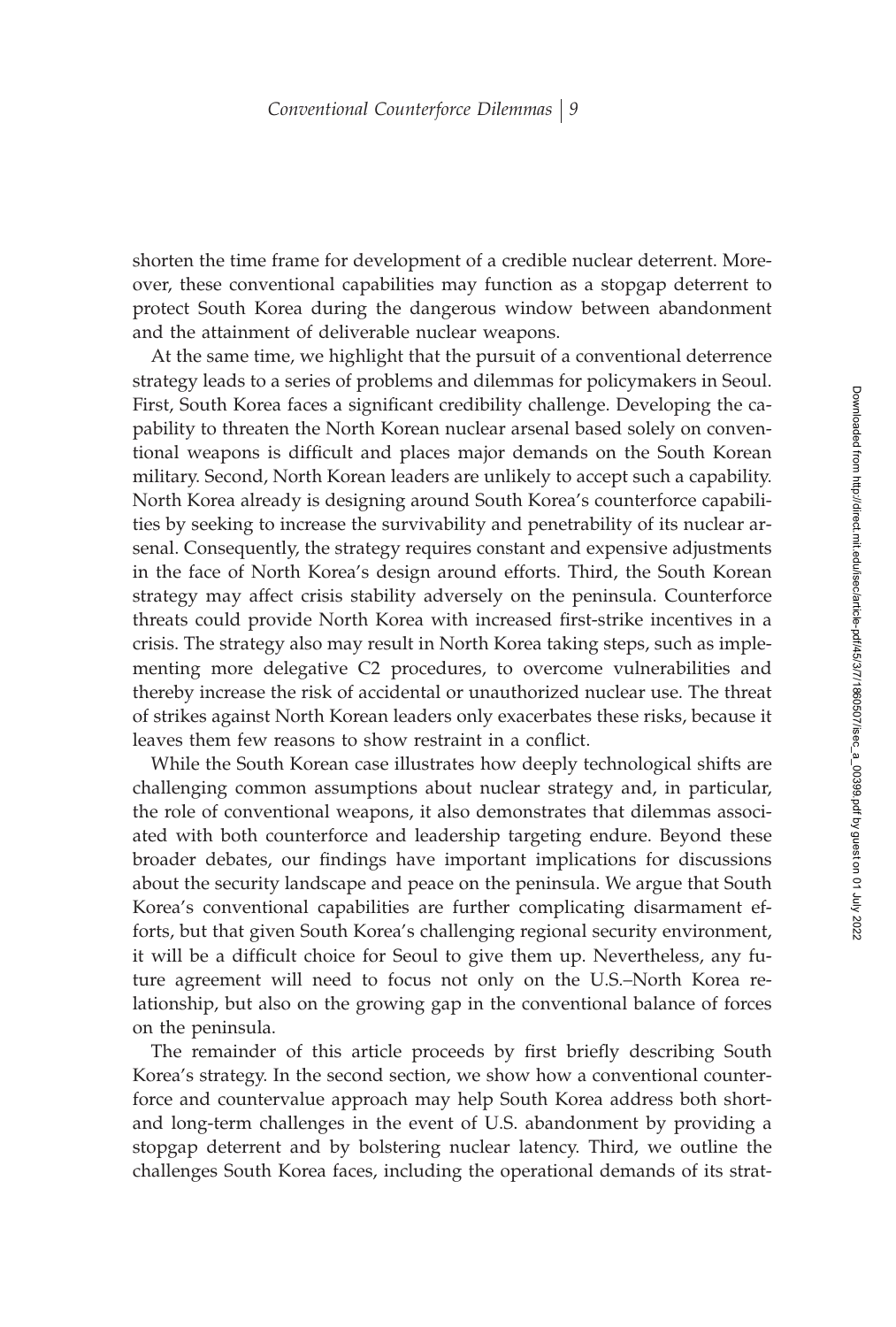shorten the time frame for development of a credible nuclear deterrent. Moreover, these conventional capabilities may function as a stopgap deterrent to protect South Korea during the dangerous window between abandonment and the attainment of deliverable nuclear weapons.

At the same time, we highlight that the pursuit of a conventional deterrence strategy leads to a series of problems and dilemmas for policymakers in Seoul. First, South Korea faces a significant credibility challenge. Developing the capability to threaten the North Korean nuclear arsenal based solely on conventional weapons is difficult and places major demands on the South Korean military. Second, North Korean leaders are unlikely to accept such a capability. North Korea already is designing around South Korea's counterforce capabilities by seeking to increase the survivability and penetrability of its nuclear arsenal. Consequently, the strategy requires constant and expensive adjustments in the face of North Korea's design around efforts. Third, the South Korean strategy may affect crisis stability adversely on the peninsula. Counterforce threats could provide North Korea with increased first-strike incentives in a crisis. The strategy also may result in North Korea taking steps, such as implementing more delegative C2 procedures, to overcome vulnerabilities and thereby increase the risk of accidental or unauthorized nuclear use. The threat of strikes against North Korean leaders only exacerbates these risks, because it leaves them few reasons to show restraint in a conflict.

While the South Korean case illustrates how deeply technological shifts are challenging common assumptions about nuclear strategy and, in particular, the role of conventional weapons, it also demonstrates that dilemmas associated with both counterforce and leadership targeting endure. Beyond these broader debates, our findings have important implications for discussions about the security landscape and peace on the peninsula. We argue that South Korea's conventional capabilities are further complicating disarmament efforts, but that given South Korea's challenging regional security environment, it will be a difficult choice for Seoul to give them up. Nevertheless, any future agreement will need to focus not only on the U.S.–North Korea relationship, but also on the growing gap in the conventional balance of forces on the peninsula.

The remainder of this article proceeds by first briefly describing South Korea's strategy. In the second section, we show how a conventional counterforce and countervalue approach may help South Korea address both short- and long-term challenges in the event of U.S. abandonment by providing a stopgap deterrent and by bolstering nuclear latency. Third, we outline the challenges South Korea faces, including the operational demands of its strat-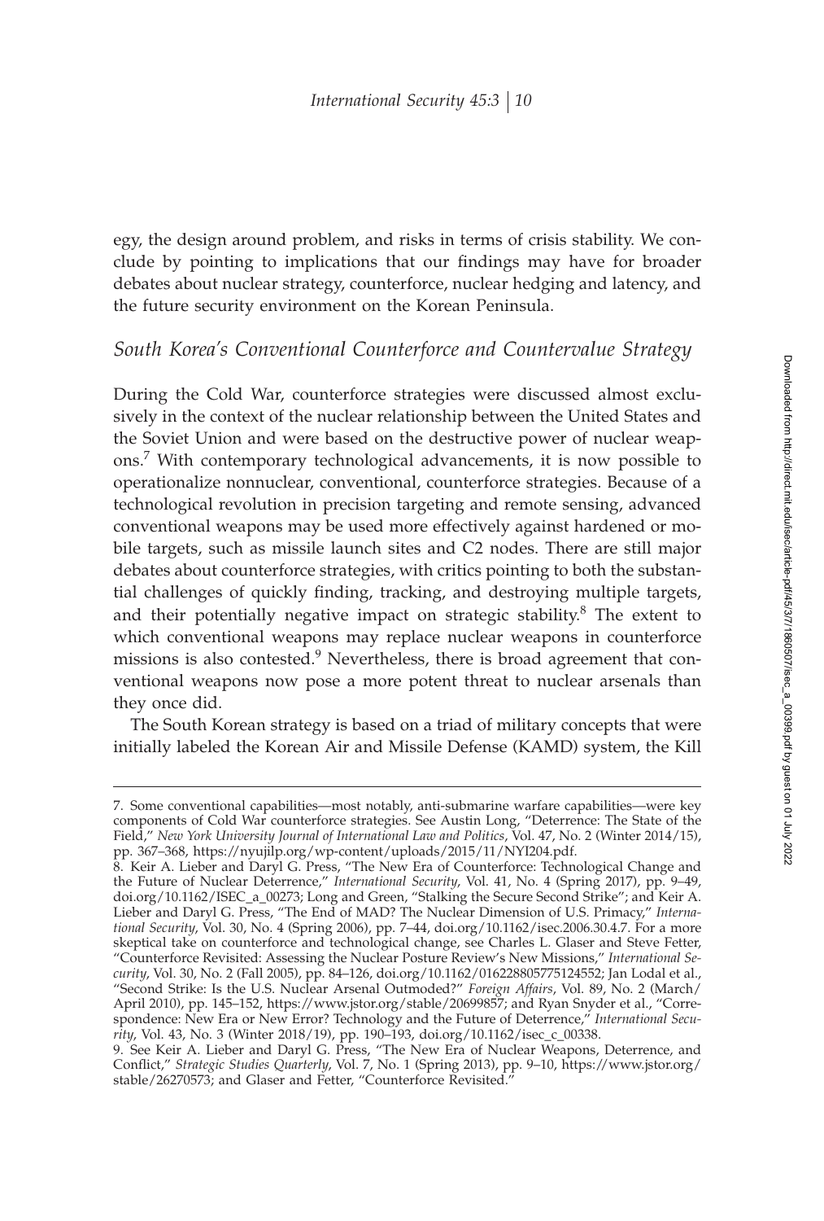egy, the design around problem, and risks in terms of crisis stability. We conclude by pointing to implications that our findings may have for broader debates about nuclear strategy, counterforce, nuclear hedging and latency, and the future security environment on the Korean Peninsula.

## *South Korea's Conventional Counterforce and Countervalue Strategy*

During the Cold War, counterforce strategies were discussed almost exclusively in the context of the nuclear relationship between the United States and the Soviet Union and were based on the destructive power of nuclear weapons.[7] With contemporary technological advancements, it is now possible to operationalize nonnuclear, conventional, counterforce strategies. Because of a technological revolution in precision targeting and remote sensing, advanced conventional weapons may be used more effectively against hardened or mobile targets, such as missile launch sites and C2 nodes. There are still major debates about counterforce strategies, with critics pointing to both the substantial challenges of quickly finding, tracking, and destroying multiple targets, and their potentially negative impact on strategic stability.[8] The extent to which conventional weapons may replace nuclear weapons in counterforce missions is also contested.[9] Nevertheless, there is broad agreement that conventional weapons now pose a more potent threat to nuclear arsenals than they once did.

The South Korean strategy is based on a triad of military concepts that were initially labeled the Korean Air and Missile Defense (KAMD) system, the Kill

---

7. Some conventional capabilities—most notably, anti-submarine warfare capabilities—were key components of Cold War counterforce strategies. See Austin Long, "Deterrence: The State of the Field," *New York University Journal of International Law and Politics*, Vol. 47, No. 2 (Winter 2014/15), pp. 367–368, https://nyujilp.org/wp-content/uploads/2015/11/NYI204.pdf.

8. Keir A. Lieber and Daryl G. Press, "The New Era of Counterforce: Technological Change and the Future of Nuclear Deterrence," *International Security*, Vol. 41, No. 4 (Spring 2017), pp. 9–49, doi.org/10.1162/ISEC_a_00273; Long and Green, "Stalking the Secure Second Strike"; and Keir A. Lieber and Daryl G. Press, "The End of MAD? The Nuclear Dimension of U.S. Primacy," *International Security*, Vol. 30, No. 4 (Spring 2006), pp. 7–44, doi.org/10.1162/isec.2006.30.4.7. For a more skeptical take on counterforce and technological change, see Charles L. Glaser and Steve Fetter, "Counterforce Revisited: Assessing the Nuclear Posture Review's New Missions," *International Security*, Vol. 30, No. 2 (Fall 2005), pp. 84–126, doi.org/10.1162/016228805775124552; Jan Lodal et al., "Second Strike: Is the U.S. Nuclear Arsenal Outmoded?" *Foreign Affairs*, Vol. 89, No. 2 (March/April 2010), pp. 145–152, https://www.jstor.org/stable/20699857; and Ryan Snyder et al., "Correspondence: New Era or New Error? Technology and the Future of Deterrence," *International Security*, Vol. 43, No. 3 (Winter 2018/19), pp. 190–193, doi.org/10.1162/isec_c_00338.

9. See Keir A. Lieber and Daryl G. Press, "The New Era of Nuclear Weapons, Deterrence, and Conflict," *Strategic Studies Quarterly*, Vol. 7, No. 1 (Spring 2013), pp. 9–10, https://www.jstor.org/stable/26270573; and Glaser and Fetter, "Counterforce Revisited."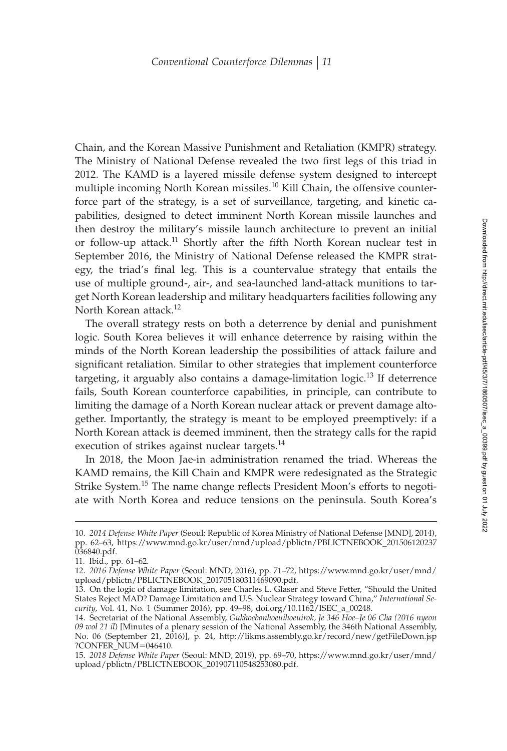Chain, and the Korean Massive Punishment and Retaliation (KMPR) strategy. The Ministry of National Defense revealed the two first legs of this triad in 2012. The KAMD is a layered missile defense system designed to intercept multiple incoming North Korean missiles.[10] Kill Chain, the offensive counterforce part of the strategy, is a set of surveillance, targeting, and kinetic capabilities, designed to detect imminent North Korean missile launches and then destroy the military's missile launch architecture to prevent an initial or follow-up attack.[11] Shortly after the fifth North Korean nuclear test in September 2016, the Ministry of National Defense released the KMPR strategy, the triad's final leg. This is a countervalue strategy that entails the use of multiple ground-, air-, and sea-launched land-attack munitions to target North Korean leadership and military headquarters facilities following any North Korean attack.[12]

The overall strategy rests on both a deterrence by denial and punishment logic. South Korea believes it will enhance deterrence by raising within the minds of the North Korean leadership the possibilities of attack failure and significant retaliation. Similar to other strategies that implement counterforce targeting, it arguably also contains a damage-limitation logic.[13] If deterrence fails, South Korean counterforce capabilities, in principle, can contribute to limiting the damage of a North Korean nuclear attack or prevent damage altogether. Importantly, the strategy is meant to be employed preemptively: if a North Korean attack is deemed imminent, then the strategy calls for the rapid execution of strikes against nuclear targets.[14]

In 2018, the Moon Jae-in administration renamed the triad. Whereas the KAMD remains, the Kill Chain and KMPR were redesignated as the Strategic Strike System.[15] The name change reflects President Moon's efforts to negotiate with North Korea and reduce tensions on the peninsula. South Korea's

---

10. *2014 Defense White Paper* (Seoul: Republic of Korea Ministry of National Defense [MND], 2014), pp. 62–63, https://www.mnd.go.kr/user/mnd/upload/pblictn/PBLICTNEBOOK_201506120237036840.pdf.

11. Ibid., pp. 61–62.

12. *2016 Defense White Paper* (Seoul: MND, 2016), pp. 71–72, https://www.mnd.go.kr/user/mnd/upload/pblictn/PBLICTNEBOOK_201705180311469090.pdf.

13. On the logic of damage limitation, see Charles L. Glaser and Steve Fetter, "Should the United States Reject MAD? Damage Limitation and U.S. Nuclear Strategy toward China," *International Security*, Vol. 41, No. 1 (Summer 2016), pp. 49–98, doi.org/10.1162/ISEC_a_00248.

14. Secretariat of the National Assembly, *Gukhoebonhoeuihoeuirok, Je 346 Hoe–Je 06 Cha (2016 nyeon 09 wol 21 il)* [Minutes of a plenary session of the National Assembly, the 346th National Assembly, No. 06 (September 21, 2016)], p. 24, http://likms.assembly.go.kr/record/new/getFileDown.jsp?CONFER_NUM=046410.

15. *2018 Defense White Paper* (Seoul: MND, 2019), pp. 69–70, https://www.mnd.go.kr/user/mnd/upload/pblictn/PBLICTNEBOOK_201907110548253080.pdf.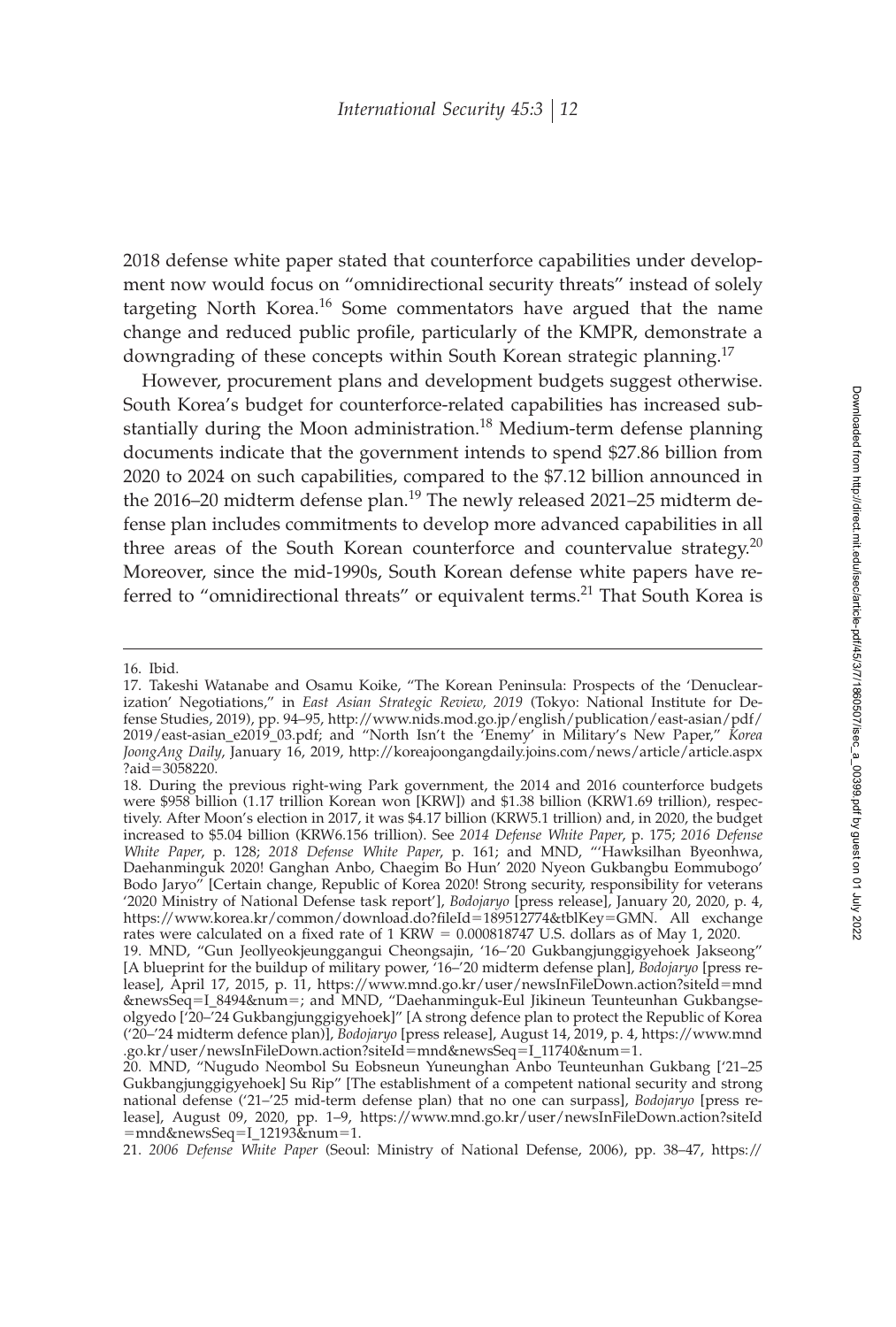2018 defense white paper stated that counterforce capabilities under development now would focus on "omnidirectional security threats" instead of solely targeting North Korea.[16] Some commentators have argued that the name change and reduced public profile, particularly of the KMPR, demonstrate a downgrading of these concepts within South Korean strategic planning.[17]

However, procurement plans and development budgets suggest otherwise. South Korea's budget for counterforce-related capabilities has increased substantially during the Moon administration.[18] Medium-term defense planning documents indicate that the government intends to spend $27.86 billion from 2020 to 2024 on such capabilities, compared to the $7.12 billion announced in the 2016–20 midterm defense plan.[19] The newly released 2021–25 midterm defense plan includes commitments to develop more advanced capabilities in all three areas of the South Korean counterforce and countervalue strategy.[20] Moreover, since the mid-1990s, South Korean defense white papers have referred to "omnidirectional threats" or equivalent terms.[21] That South Korea is

---

16. Ibid.

17. Takeshi Watanabe and Osamu Koike, "The Korean Peninsula: Prospects of the 'Denuclearization' Negotiations," in *East Asian Strategic Review, 2019* (Tokyo: National Institute for Defense Studies, 2019), pp. 94–95, http://www.nids.mod.go.jp/english/publication/east-asian/pdf/2019/east-asian_e2019_03.pdf; and "North Isn't the 'Enemy' in Military's New Paper," *Korea JoongAng Daily*, January 16, 2019, http://koreajoongangdaily.joins.com/news/article/article.aspx?aid=3058220.

18. During the previous right-wing Park government, the 2014 and 2016 counterforce budgets were $958 billion (1.17 trillion Korean won [KRW]) and $1.38 billion (KRW1.69 trillion), respectively. After Moon's election in 2017, it was $4.17 billion (KRW5.1 trillion) and, in 2020, the budget increased to $5.04 billion (KRW6.156 trillion). See *2014 Defense White Paper*, p. 175; *2016 Defense White Paper*, p. 128; *2018 Defense White Paper*, p. 161; and MND, "'Hawksilhan Byeonhwa, Daehanminguk 2020! Ganghan Anbo, Chaegim Bo Hun' 2020 Nyeon Gukbangbu Eommubogo' Bodo Jaryo" [Certain change, Republic of Korea 2020! Strong security, responsibility for veterans '2020 Ministry of National Defense task report'], *Bodojaryo* [press release], January 20, 2020, p. 4, https://www.korea.kr/common/download.do?fileId=189512774&tblKey=GMN. All exchange rates were calculated on a fixed rate of 1 KRW = 0.000818747 U.S. dollars as of May 1, 2020.

19. MND, "Gun Jeollyeokjeunggangui Cheongsajin, '16–'20 Gukbangjunggigyehoek Jakseong" [A blueprint for the buildup of military power, '16–'20 midterm defense plan], *Bodojaryo* [press release], April 17, 2015, p. 11, https://www.mnd.go.kr/user/newsInFileDown.action?siteId=mnd&newsSeq=I_8494&num=; and MND, "Daehanminguk-Eul Jikineun Teunteunhan Gukbangseolgyedo ['20–'24 Gukbangjunggigyehoek]" [A strong defence plan to protect the Republic of Korea ('20–'24 midterm defence plan)], *Bodojaryo* [press release], August 14, 2019, p. 4, https://www.mnd.go.kr/user/newsInFileDown.action?siteId=mnd&newsSeq=I_11740&num=1.

20. MND, "Nugudo Neombol Su Eobsneun Yuneunghan Anbo Teunteunhan Gukbang ['21–25 Gukbangjunggigyehoek] Su Rip" [The establishment of a competent national security and strong national defense ('21–'25 mid-term defense plan) that no one can surpass], *Bodojaryo* [press release], August 09, 2020, pp. 1–9, https://www.mnd.go.kr/user/newsInFileDown.action?siteId=mnd&newsSeq=I_12193&num=1.

21. *2006 Defense White Paper* (Seoul: Ministry of National Defense, 2006), pp. 38–47, https://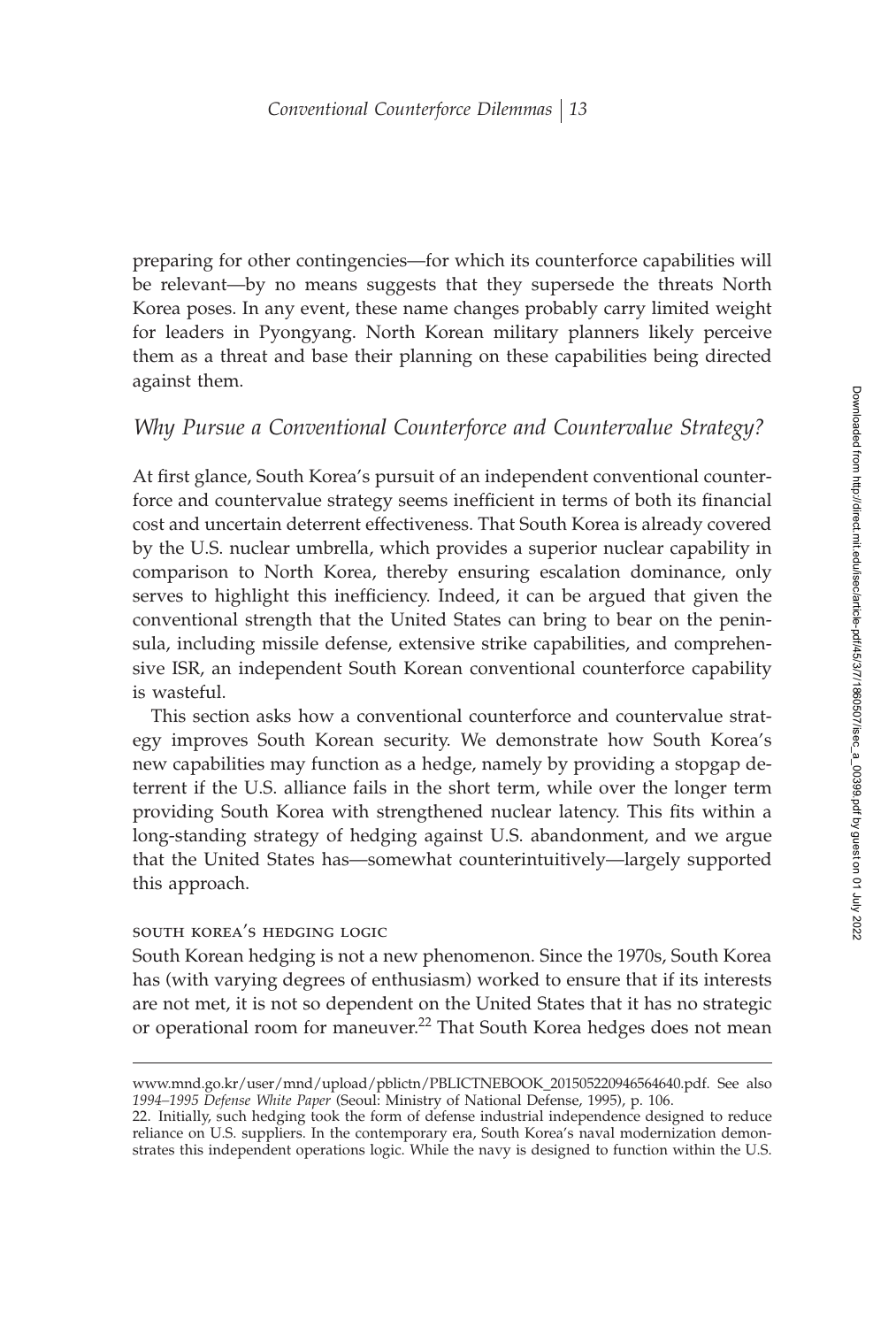preparing for other contingencies—for which its counterforce capabilities will be relevant—by no means suggests that they supersede the threats North Korea poses. In any event, these name changes probably carry limited weight for leaders in Pyongyang. North Korean military planners likely perceive them as a threat and base their planning on these capabilities being directed against them.

## *Why Pursue a Conventional Counterforce and Countervalue Strategy?*

At first glance, South Korea's pursuit of an independent conventional counterforce and countervalue strategy seems inefficient in terms of both its financial cost and uncertain deterrent effectiveness. That South Korea is already covered by the U.S. nuclear umbrella, which provides a superior nuclear capability in comparison to North Korea, thereby ensuring escalation dominance, only serves to highlight this inefficiency. Indeed, it can be argued that given the conventional strength that the United States can bring to bear on the peninsula, including missile defense, extensive strike capabilities, and comprehensive ISR, an independent South Korean conventional counterforce capability is wasteful.

This section asks how a conventional counterforce and countervalue strategy improves South Korean security. We demonstrate how South Korea's new capabilities may function as a hedge, namely by providing a stopgap deterrent if the U.S. alliance fails in the short term, while over the longer term providing South Korea with strengthened nuclear latency. This fits within a long-standing strategy of hedging against U.S. abandonment, and we argue that the United States has—somewhat counterintuitively—largely supported this approach.

### south korea's hedging logic

South Korean hedging is not a new phenomenon. Since the 1970s, South Korea has (with varying degrees of enthusiasm) worked to ensure that if its interests are not met, it is not so dependent on the United States that it has no strategic or operational room for maneuver.[22] That South Korea hedges does not mean

---

www.mnd.go.kr/user/mnd/upload/pblictn/PBLICTNEBOOK_201505220946564640.pdf. See also *1994–1995 Defense White Paper* (Seoul: Ministry of National Defense, 1995), p. 106.

22. Initially, such hedging took the form of defense industrial independence designed to reduce reliance on U.S. suppliers. In the contemporary era, South Korea's naval modernization demonstrates this independent operations logic. While the navy is designed to function within the U.S.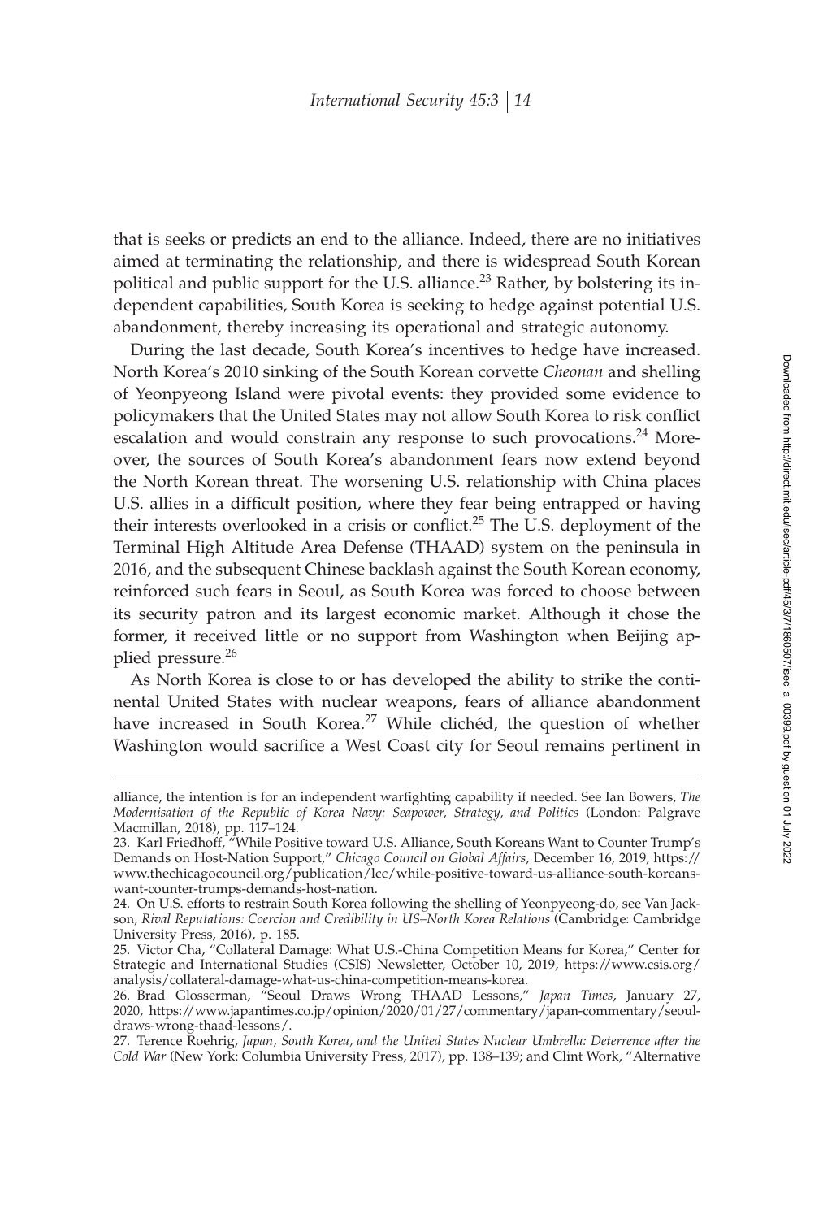that is seeks or predicts an end to the alliance. Indeed, there are no initiatives aimed at terminating the relationship, and there is widespread South Korean political and public support for the U.S. alliance.[23] Rather, by bolstering its independent capabilities, South Korea is seeking to hedge against potential U.S. abandonment, thereby increasing its operational and strategic autonomy.

During the last decade, South Korea's incentives to hedge have increased. North Korea's 2010 sinking of the South Korean corvette *Cheonan* and shelling of Yeonpyeong Island were pivotal events: they provided some evidence to policymakers that the United States may not allow South Korea to risk conflict escalation and would constrain any response to such provocations.[24] Moreover, the sources of South Korea's abandonment fears now extend beyond the North Korean threat. The worsening U.S. relationship with China places U.S. allies in a difficult position, where they fear being entrapped or having their interests overlooked in a crisis or conflict.[25] The U.S. deployment of the Terminal High Altitude Area Defense (THAAD) system on the peninsula in 2016, and the subsequent Chinese backlash against the South Korean economy, reinforced such fears in Seoul, as South Korea was forced to choose between its security patron and its largest economic market. Although it chose the former, it received little or no support from Washington when Beijing applied pressure.[26]

As North Korea is close to or has developed the ability to strike the continental United States with nuclear weapons, fears of alliance abandonment have increased in South Korea.[27] While clichéd, the question of whether Washington would sacrifice a West Coast city for Seoul remains pertinent in

---

alliance, the intention is for an independent warfighting capability if needed. See Ian Bowers, *The Modernisation of the Republic of Korea Navy: Seapower, Strategy, and Politics* (London: Palgrave Macmillan, 2018), pp. 117–124.

23. Karl Friedhoff, "While Positive toward U.S. Alliance, South Koreans Want to Counter Trump's Demands on Host-Nation Support," *Chicago Council on Global Affairs*, December 16, 2019, https://www.thechicagocouncil.org/publication/lcc/while-positive-toward-us-alliance-south-koreans-want-counter-trumps-demands-host-nation.

24. On U.S. efforts to restrain South Korea following the shelling of Yeonpyeong-do, see Van Jackson, *Rival Reputations: Coercion and Credibility in US–North Korea Relations* (Cambridge: Cambridge University Press, 2016), p. 185.

25. Victor Cha, "Collateral Damage: What U.S.-China Competition Means for Korea," Center for Strategic and International Studies (CSIS) Newsletter, October 10, 2019, https://www.csis.org/analysis/collateral-damage-what-us-china-competition-means-korea.

26. Brad Glosserman, "Seoul Draws Wrong THAAD Lessons," *Japan Times*, January 27, 2020, https://www.japantimes.co.jp/opinion/2020/01/27/commentary/japan-commentary/seoul-draws-wrong-thaad-lessons/.

27. Terence Roehrig, *Japan, South Korea, and the United States Nuclear Umbrella: Deterrence after the Cold War* (New York: Columbia University Press, 2017), pp. 138–139; and Clint Work, "Alternative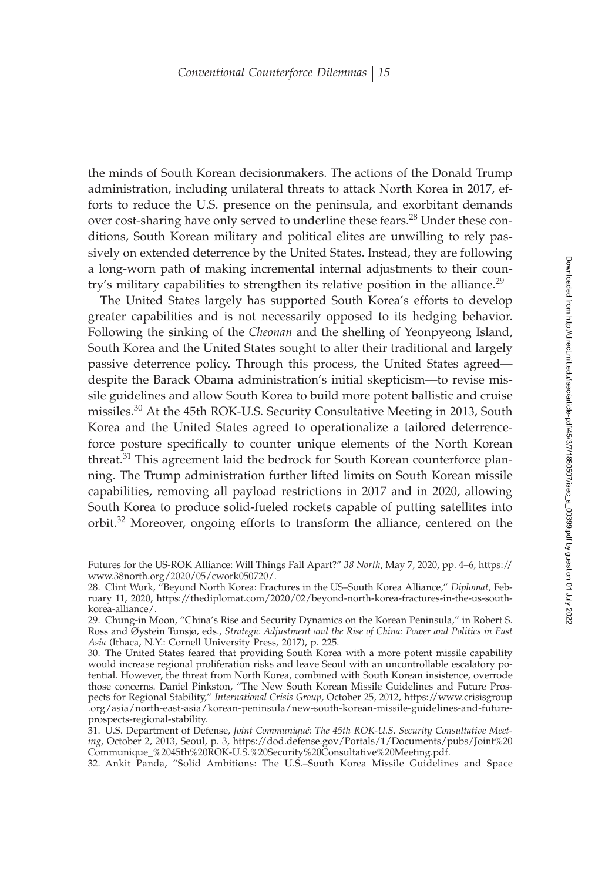the minds of South Korean decisionmakers. The actions of the Donald Trump administration, including unilateral threats to attack North Korea in 2017, efforts to reduce the U.S. presence on the peninsula, and exorbitant demands over cost-sharing have only served to underline these fears.[28] Under these conditions, South Korean military and political elites are unwilling to rely passively on extended deterrence by the United States. Instead, they are following a long-worn path of making incremental internal adjustments to their country's military capabilities to strengthen its relative position in the alliance.[29]

The United States largely has supported South Korea's efforts to develop greater capabilities and is not necessarily opposed to its hedging behavior. Following the sinking of the *Cheonan* and the shelling of Yeonpyeong Island, South Korea and the United States sought to alter their traditional and largely passive deterrence policy. Through this process, the United States agreed—despite the Barack Obama administration's initial skepticism—to revise missile guidelines and allow South Korea to build more potent ballistic and cruise missiles.[30] At the 45th ROK-U.S. Security Consultative Meeting in 2013, South Korea and the United States agreed to operationalize a tailored deterrence-force posture specifically to counter unique elements of the North Korean threat.[31] This agreement laid the bedrock for South Korean counterforce planning. The Trump administration further lifted limits on South Korean missile capabilities, removing all payload restrictions in 2017 and in 2020, allowing South Korea to produce solid-fueled rockets capable of putting satellites into orbit.[32] Moreover, ongoing efforts to transform the alliance, centered on the

---

Futures for the US-ROK Alliance: Will Things Fall Apart?" *38 North*, May 7, 2020, pp. 4–6, https://www.38north.org/2020/05/cwork050720/.

28. Clint Work, "Beyond North Korea: Fractures in the US–South Korea Alliance," *Diplomat*, February 11, 2020, https://thediplomat.com/2020/02/beyond-north-korea-fractures-in-the-us-south-korea-alliance/.

29. Chung-in Moon, "China's Rise and Security Dynamics on the Korean Peninsula," in Robert S. Ross and Øystein Tunsjø, eds., *Strategic Adjustment and the Rise of China: Power and Politics in East Asia* (Ithaca, N.Y.: Cornell University Press, 2017), p. 225.

30. The United States feared that providing South Korea with a more potent missile capability would increase regional proliferation risks and leave Seoul with an uncontrollable escalatory potential. However, the threat from North Korea, combined with South Korean insistence, overrode those concerns. Daniel Pinkston, "The New South Korean Missile Guidelines and Future Prospects for Regional Stability," *International Crisis Group*, October 25, 2012, https://www.crisisgroup.org/asia/north-east-asia/korean-peninsula/new-south-korean-missile-guidelines-and-future-prospects-regional-stability.

31. U.S. Department of Defense, *Joint Communiqué: The 45th ROK-U.S. Security Consultative Meeting*, October 2, 2013, Seoul, p. 3, https://dod.defense.gov/Portals/1/Documents/pubs/Joint%20Communique_%2045th%20ROK-U.S.%20Security%20Consultative%20Meeting.pdf.

32. Ankit Panda, "Solid Ambitions: The U.S.–South Korea Missile Guidelines and Space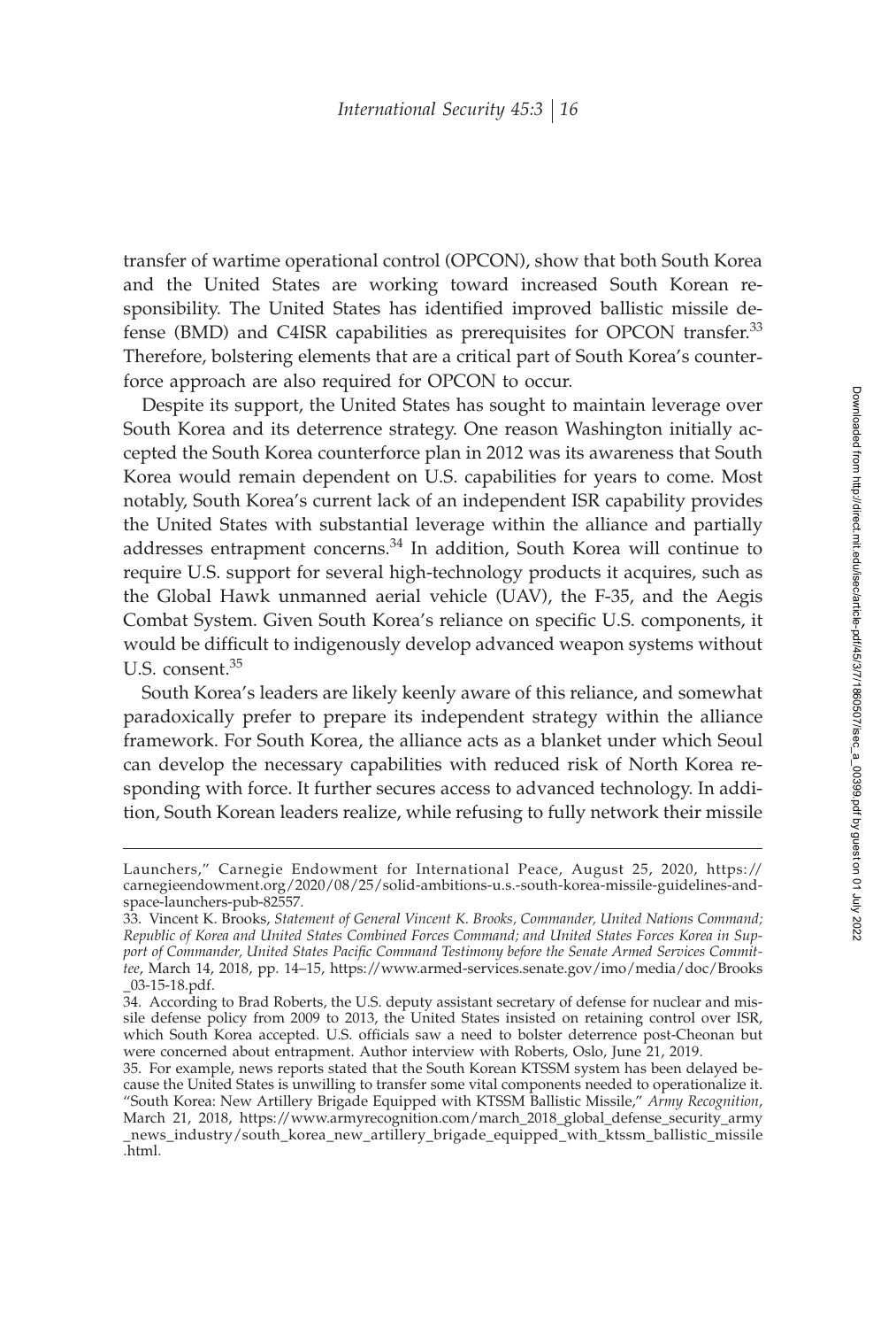transfer of wartime operational control (OPCON), show that both South Korea and the United States are working toward increased South Korean responsibility. The United States has identified improved ballistic missile defense (BMD) and C4ISR capabilities as prerequisites for OPCON transfer.[33] Therefore, bolstering elements that are a critical part of South Korea's counterforce approach are also required for OPCON to occur.

Despite its support, the United States has sought to maintain leverage over South Korea and its deterrence strategy. One reason Washington initially accepted the South Korea counterforce plan in 2012 was its awareness that South Korea would remain dependent on U.S. capabilities for years to come. Most notably, South Korea's current lack of an independent ISR capability provides the United States with substantial leverage within the alliance and partially addresses entrapment concerns.[34] In addition, South Korea will continue to require U.S. support for several high-technology products it acquires, such as the Global Hawk unmanned aerial vehicle (UAV), the F-35, and the Aegis Combat System. Given South Korea's reliance on specific U.S. components, it would be difficult to indigenously develop advanced weapon systems without U.S. consent.[35]

South Korea's leaders are likely keenly aware of this reliance, and somewhat paradoxically prefer to prepare its independent strategy within the alliance framework. For South Korea, the alliance acts as a blanket under which Seoul can develop the necessary capabilities with reduced risk of North Korea responding with force. It further secures access to advanced technology. In addition, South Korean leaders realize, while refusing to fully network their missile

---

Launchers," Carnegie Endowment for International Peace, August 25, 2020, https://carnegieendowment.org/2020/08/25/solid-ambitions-u.s.-south-korea-missile-guidelines-and-space-launchers-pub-82557.

33. Vincent K. Brooks, *Statement of General Vincent K. Brooks, Commander, United Nations Command; Republic of Korea and United States Combined Forces Command; and United States Forces Korea in Support of Commander, United States Pacific Command Testimony before the Senate Armed Services Committee*, March 14, 2018, pp. 14–15, https://www.armed-services.senate.gov/imo/media/doc/Brooks_03-15-18.pdf.

34. According to Brad Roberts, the U.S. deputy assistant secretary of defense for nuclear and missile defense policy from 2009 to 2013, the United States insisted on retaining control over ISR, which South Korea accepted. U.S. officials saw a need to bolster deterrence post-Cheonan but were concerned about entrapment. Author interview with Roberts, Oslo, June 21, 2019.

35. For example, news reports stated that the South Korean KTSSM system has been delayed because the United States is unwilling to transfer some vital components needed to operationalize it. "South Korea: New Artillery Brigade Equipped with KTSSM Ballistic Missile," *Army Recognition*, March 21, 2018, https://www.armyrecognition.com/march_2018_global_defense_security_army_news_industry/south_korea_new_artillery_brigade_equipped_with_ktssm_ballistic_missile.html.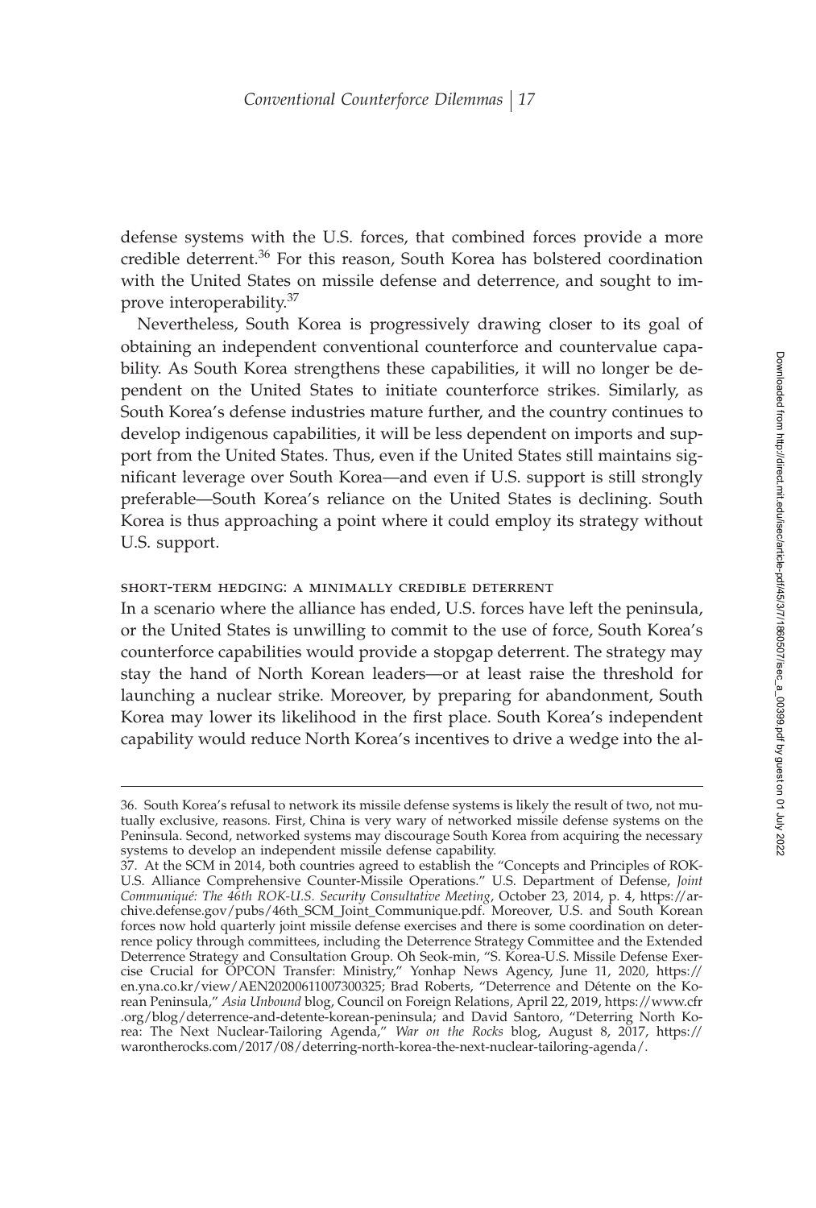defense systems with the U.S. forces, that combined forces provide a more credible deterrent.[36] For this reason, South Korea has bolstered coordination with the United States on missile defense and deterrence, and sought to improve interoperability.[37]

Nevertheless, South Korea is progressively drawing closer to its goal of obtaining an independent conventional counterforce and countervalue capability. As South Korea strengthens these capabilities, it will no longer be dependent on the United States to initiate counterforce strikes. Similarly, as South Korea's defense industries mature further, and the country continues to develop indigenous capabilities, it will be less dependent on imports and support from the United States. Thus, even if the United States still maintains significant leverage over South Korea—and even if U.S. support is still strongly preferable—South Korea's reliance on the United States is declining. South Korea is thus approaching a point where it could employ its strategy without U.S. support.

### short-term hedging: a minimally credible deterrent

In a scenario where the alliance has ended, U.S. forces have left the peninsula, or the United States is unwilling to commit to the use of force, South Korea's counterforce capabilities would provide a stopgap deterrent. The strategy may stay the hand of North Korean leaders—or at least raise the threshold for launching a nuclear strike. Moreover, by preparing for abandonment, South Korea may lower its likelihood in the first place. South Korea's independent capability would reduce North Korea's incentives to drive a wedge into the al-

---

36. South Korea's refusal to network its missile defense systems is likely the result of two, not mutually exclusive, reasons. First, China is very wary of networked missile defense systems on the Peninsula. Second, networked systems may discourage South Korea from acquiring the necessary systems to develop an independent missile defense capability.

37. At the SCM in 2014, both countries agreed to establish the "Concepts and Principles of ROK-U.S. Alliance Comprehensive Counter-Missile Operations." U.S. Department of Defense, *Joint Communiqué: The 46th ROK-U.S. Security Consultative Meeting*, October 23, 2014, p. 4, https://archive.defense.gov/pubs/46th_SCM_Joint_Communique.pdf. Moreover, U.S. and South Korean forces now hold quarterly joint missile defense exercises and there is some coordination on deterrence policy through committees, including the Deterrence Strategy Committee and the Extended Deterrence Strategy and Consultation Group. Oh Seok-min, "S. Korea-U.S. Missile Defense Exercise Crucial for OPCON Transfer: Ministry," Yonhap News Agency, June 11, 2020, https://en.yna.co.kr/view/AEN20200611007300325; Brad Roberts, "Deterrence and Détente on the Korean Peninsula," *Asia Unbound* blog, Council on Foreign Relations, April 22, 2019, https://www.cfr.org/blog/deterrence-and-detente-korean-peninsula; and David Santoro, "Deterring North Korea: The Next Nuclear-Tailoring Agenda," *War on the Rocks* blog, August 8, 2017, https://warontherocks.com/2017/08/deterring-north-korea-the-next-nuclear-tailoring-agenda/.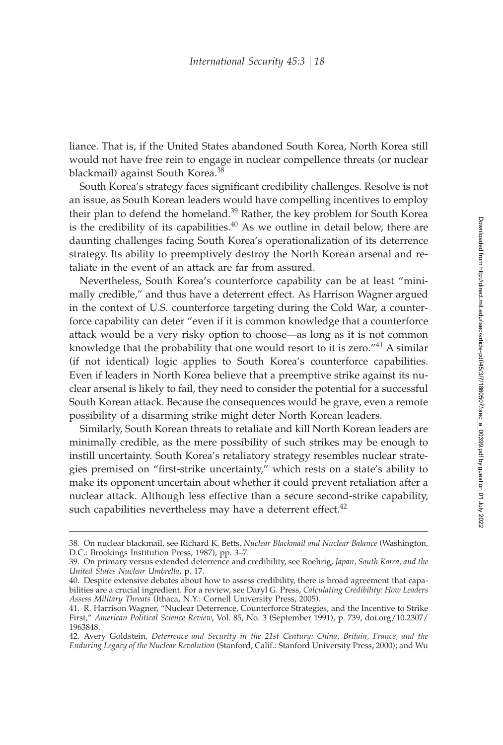liance. That is, if the United States abandoned South Korea, North Korea still would not have free rein to engage in nuclear compellence threats (or nuclear blackmail) against South Korea.[38]

South Korea's strategy faces significant credibility challenges. Resolve is not an issue, as South Korean leaders would have compelling incentives to employ their plan to defend the homeland.[39] Rather, the key problem for South Korea is the credibility of its capabilities.[40] As we outline in detail below, there are daunting challenges facing South Korea's operationalization of its deterrence strategy. Its ability to preemptively destroy the North Korean arsenal and retaliate in the event of an attack are far from assured.

Nevertheless, South Korea's counterforce capability can be at least "minimally credible," and thus have a deterrent effect. As Harrison Wagner argued in the context of U.S. counterforce targeting during the Cold War, a counterforce capability can deter "even if it is common knowledge that a counterforce attack would be a very risky option to choose—as long as it is not common knowledge that the probability that one would resort to it is zero."[41] A similar (if not identical) logic applies to South Korea's counterforce capabilities. Even if leaders in North Korea believe that a preemptive strike against its nuclear arsenal is likely to fail, they need to consider the potential for a successful South Korean attack. Because the consequences would be grave, even a remote possibility of a disarming strike might deter North Korean leaders.

Similarly, South Korean threats to retaliate and kill North Korean leaders are minimally credible, as the mere possibility of such strikes may be enough to instill uncertainty. South Korea's retaliatory strategy resembles nuclear strategies premised on "first-strike uncertainty," which rests on a state's ability to make its opponent uncertain about whether it could prevent retaliation after a nuclear attack. Although less effective than a secure second-strike capability, such capabilities nevertheless may have a deterrent effect.[42]

---

38. On nuclear blackmail, see Richard K. Betts, *Nuclear Blackmail and Nuclear Balance* (Washington, D.C.: Brookings Institution Press, 1987), pp. 3–7.

39. On primary versus extended deterrence and credibility, see Roehrig, *Japan, South Korea, and the United States Nuclear Umbrella*, p. 17.

40. Despite extensive debates about how to assess credibility, there is broad agreement that capabilities are a crucial ingredient. For a review, see Daryl G. Press, *Calculating Credibility: How Leaders Assess Military Threats* (Ithaca, N.Y.: Cornell University Press, 2005).

41. R. Harrison Wagner, "Nuclear Deterrence, Counterforce Strategies, and the Incentive to Strike First," *American Political Science Review*, Vol. 85, No. 3 (September 1991), p. 739, doi.org/10.2307/1963848.

42. Avery Goldstein, *Deterrence and Security in the 21st Century: China, Britain, France, and the Enduring Legacy of the Nuclear Revolution* (Stanford, Calif.: Stanford University Press, 2000); and Wu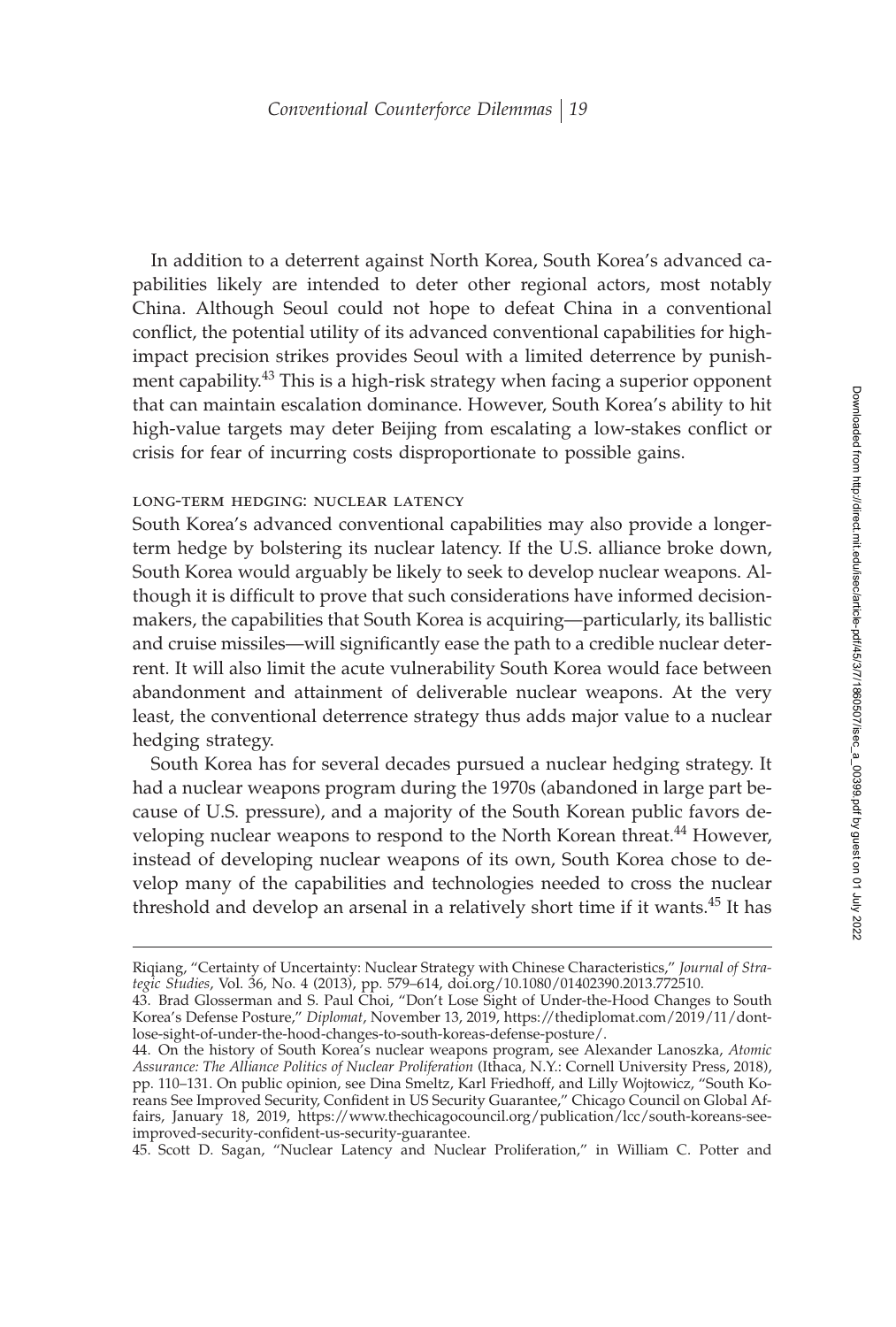In addition to a deterrent against North Korea, South Korea's advanced capabilities likely are intended to deter other regional actors, most notably China. Although Seoul could not hope to defeat China in a conventional conflict, the potential utility of its advanced conventional capabilities for high-impact precision strikes provides Seoul with a limited deterrence by punishment capability.[43] This is a high-risk strategy when facing a superior opponent that can maintain escalation dominance. However, South Korea's ability to hit high-value targets may deter Beijing from escalating a low-stakes conflict or crisis for fear of incurring costs disproportionate to possible gains.

### LONG-TERM HEDGING: NUCLEAR LATENCY

South Korea's advanced conventional capabilities may also provide a longer-term hedge by bolstering its nuclear latency. If the U.S. alliance broke down, South Korea would arguably be likely to seek to develop nuclear weapons. Although it is difficult to prove that such considerations have informed decision-makers, the capabilities that South Korea is acquiring—particularly, its ballistic and cruise missiles—will significantly ease the path to a credible nuclear deterrent. It will also limit the acute vulnerability South Korea would face between abandonment and attainment of deliverable nuclear weapons. At the very least, the conventional deterrence strategy thus adds major value to a nuclear hedging strategy.

South Korea has for several decades pursued a nuclear hedging strategy. It had a nuclear weapons program during the 1970s (abandoned in large part because of U.S. pressure), and a majority of the South Korean public favors developing nuclear weapons to respond to the North Korean threat.[44] However, instead of developing nuclear weapons of its own, South Korea chose to develop many of the capabilities and technologies needed to cross the nuclear threshold and develop an arsenal in a relatively short time if it wants.[45] It has

---

Riqiang, "Certainty of Uncertainty: Nuclear Strategy with Chinese Characteristics," *Journal of Strategic Studies*, Vol. 36, No. 4 (2013), pp. 579–614, doi.org/10.1080/01402390.2013.772510.

43. Brad Glosserman and S. Paul Choi, "Don't Lose Sight of Under-the-Hood Changes to South Korea's Defense Posture," *Diplomat*, November 13, 2019, https://thediplomat.com/2019/11/dont-lose-sight-of-under-the-hood-changes-to-south-koreas-defense-posture/.

44. On the history of South Korea's nuclear weapons program, see Alexander Lanoszka, *Atomic Assurance: The Alliance Politics of Nuclear Proliferation* (Ithaca, N.Y.: Cornell University Press, 2018), pp. 110–131. On public opinion, see Dina Smeltz, Karl Friedhoff, and Lilly Wojtowicz, "South Koreans See Improved Security, Confident in US Security Guarantee," Chicago Council on Global Affairs, January 18, 2019, https://www.thechicagocouncil.org/publication/lcc/south-koreans-see-improved-security-confident-us-security-guarantee.

45. Scott D. Sagan, "Nuclear Latency and Nuclear Proliferation," in William C. Potter and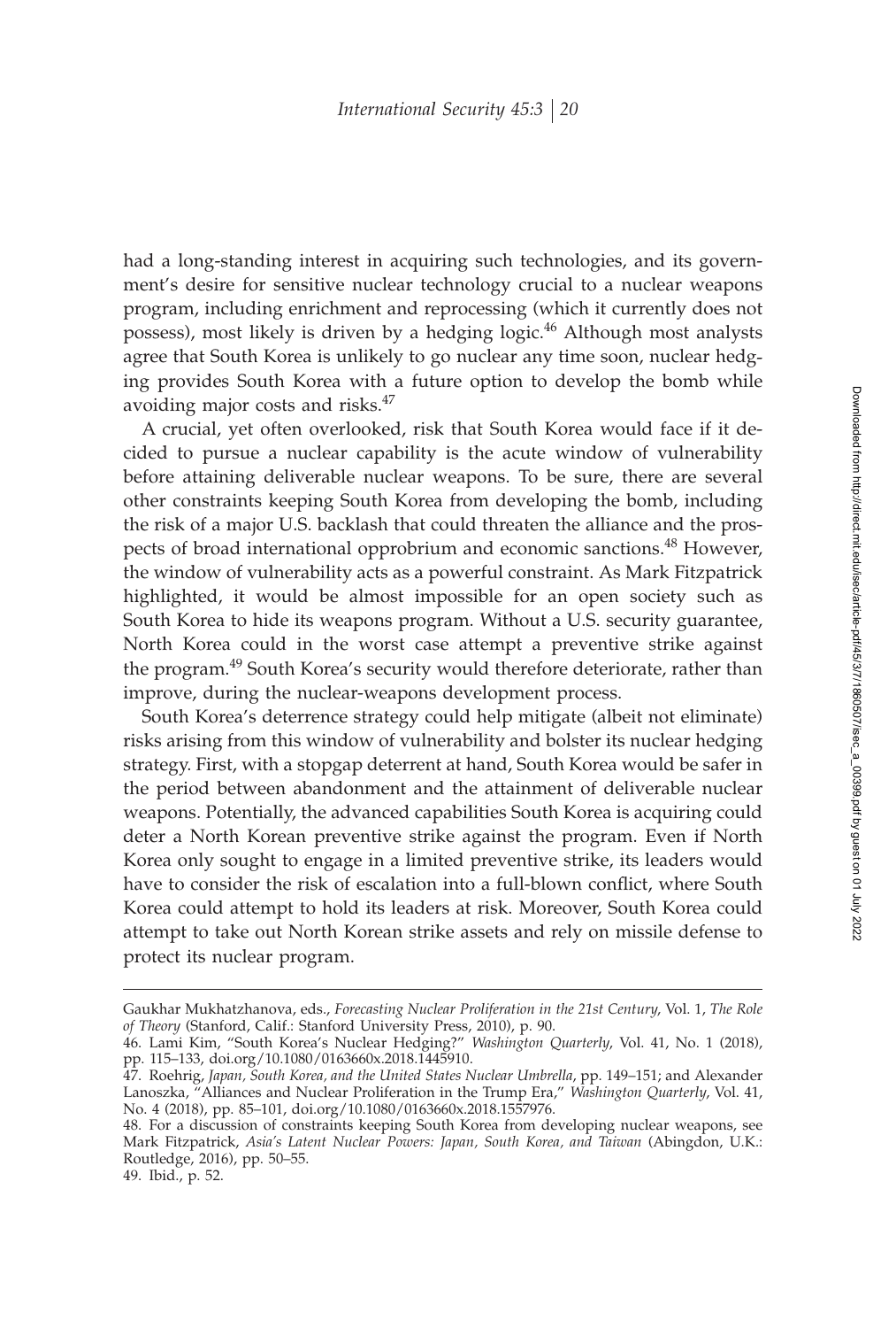had a long-standing interest in acquiring such technologies, and its government's desire for sensitive nuclear technology crucial to a nuclear weapons program, including enrichment and reprocessing (which it currently does not possess), most likely is driven by a hedging logic.[46] Although most analysts agree that South Korea is unlikely to go nuclear any time soon, nuclear hedging provides South Korea with a future option to develop the bomb while avoiding major costs and risks.[47]

A crucial, yet often overlooked, risk that South Korea would face if it decided to pursue a nuclear capability is the acute window of vulnerability before attaining deliverable nuclear weapons. To be sure, there are several other constraints keeping South Korea from developing the bomb, including the risk of a major U.S. backlash that could threaten the alliance and the prospects of broad international opprobrium and economic sanctions.[48] However, the window of vulnerability acts as a powerful constraint. As Mark Fitzpatrick highlighted, it would be almost impossible for an open society such as South Korea to hide its weapons program. Without a U.S. security guarantee, North Korea could in the worst case attempt a preventive strike against the program.[49] South Korea's security would therefore deteriorate, rather than improve, during the nuclear-weapons development process.

South Korea's deterrence strategy could help mitigate (albeit not eliminate) risks arising from this window of vulnerability and bolster its nuclear hedging strategy. First, with a stopgap deterrent at hand, South Korea would be safer in the period between abandonment and the attainment of deliverable nuclear weapons. Potentially, the advanced capabilities South Korea is acquiring could deter a North Korean preventive strike against the program. Even if North Korea only sought to engage in a limited preventive strike, its leaders would have to consider the risk of escalation into a full-blown conflict, where South Korea could attempt to hold its leaders at risk. Moreover, South Korea could attempt to take out North Korean strike assets and rely on missile defense to protect its nuclear program.

---

Gaukhar Mukhatzhanova, eds., *Forecasting Nuclear Proliferation in the 21st Century*, Vol. 1, *The Role of Theory* (Stanford, Calif.: Stanford University Press, 2010), p. 90.

46. Lami Kim, "South Korea's Nuclear Hedging?" *Washington Quarterly*, Vol. 41, No. 1 (2018), pp. 115–133, doi.org/10.1080/0163660x.2018.1445910.

47. Roehrig, *Japan, South Korea, and the United States Nuclear Umbrella*, pp. 149–151; and Alexander Lanoszka, "Alliances and Nuclear Proliferation in the Trump Era," *Washington Quarterly*, Vol. 41, No. 4 (2018), pp. 85–101, doi.org/10.1080/0163660x.2018.1557976.

48. For a discussion of constraints keeping South Korea from developing nuclear weapons, see Mark Fitzpatrick, *Asia's Latent Nuclear Powers: Japan, South Korea, and Taiwan* (Abingdon, U.K.: Routledge, 2016), pp. 50–55.

49. Ibid., p. 52.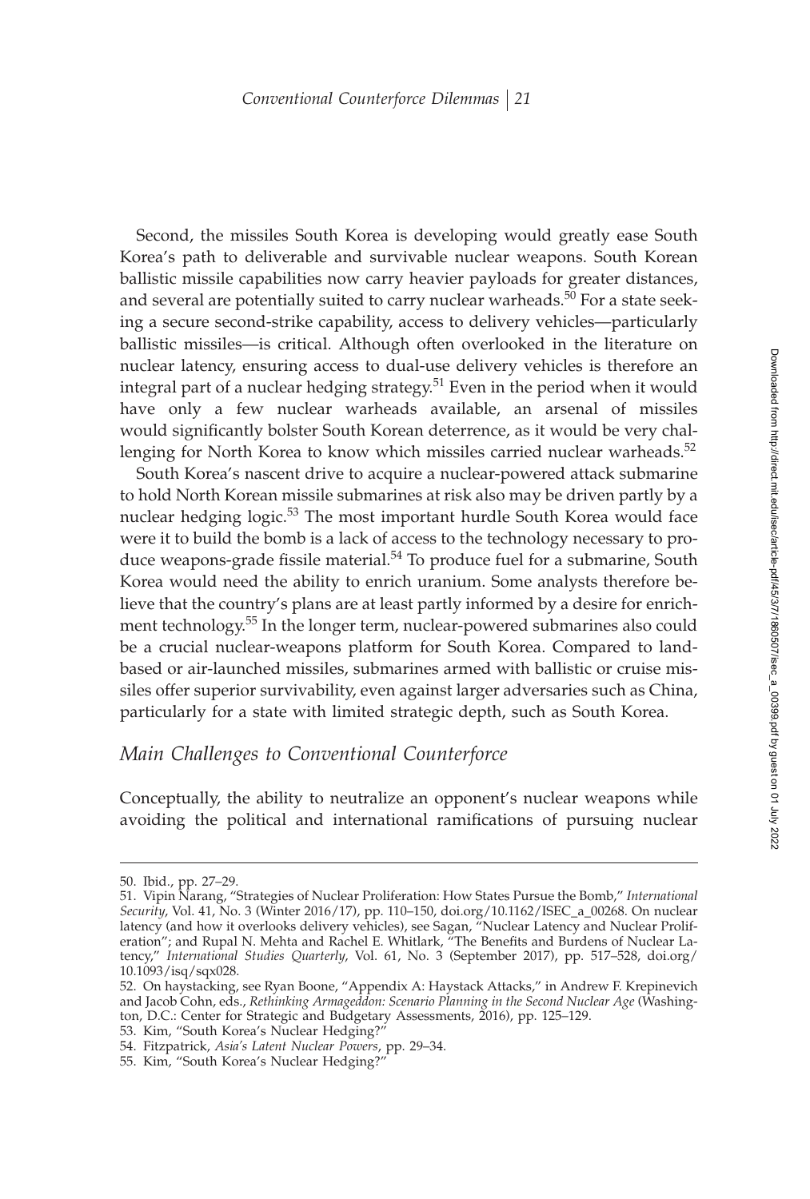Second, the missiles South Korea is developing would greatly ease South Korea's path to deliverable and survivable nuclear weapons. South Korean ballistic missile capabilities now carry heavier payloads for greater distances, and several are potentially suited to carry nuclear warheads.[50] For a state seeking a secure second-strike capability, access to delivery vehicles—particularly ballistic missiles—is critical. Although often overlooked in the literature on nuclear latency, ensuring access to dual-use delivery vehicles is therefore an integral part of a nuclear hedging strategy.[51] Even in the period when it would have only a few nuclear warheads available, an arsenal of missiles would significantly bolster South Korean deterrence, as it would be very challenging for North Korea to know which missiles carried nuclear warheads.[52]

South Korea's nascent drive to acquire a nuclear-powered attack submarine to hold North Korean missile submarines at risk also may be driven partly by a nuclear hedging logic.[53] The most important hurdle South Korea would face were it to build the bomb is a lack of access to the technology necessary to produce weapons-grade fissile material.[54] To produce fuel for a submarine, South Korea would need the ability to enrich uranium. Some analysts therefore believe that the country's plans are at least partly informed by a desire for enrichment technology.[55] In the longer term, nuclear-powered submarines also could be a crucial nuclear-weapons platform for South Korea. Compared to land-based or air-launched missiles, submarines armed with ballistic or cruise missiles offer superior survivability, even against larger adversaries such as China, particularly for a state with limited strategic depth, such as South Korea.

## *Main Challenges to Conventional Counterforce*

Conceptually, the ability to neutralize an opponent's nuclear weapons while avoiding the political and international ramifications of pursuing nuclear

---

50. Ibid., pp. 27–29.

51. Vipin Narang, "Strategies of Nuclear Proliferation: How States Pursue the Bomb," *International Security*, Vol. 41, No. 3 (Winter 2016/17), pp. 110–150, doi.org/10.1162/ISEC_a_00268. On nuclear latency (and how it overlooks delivery vehicles), see Sagan, "Nuclear Latency and Nuclear Proliferation"; and Rupal N. Mehta and Rachel E. Whitlark, "The Benefits and Burdens of Nuclear Latency," *International Studies Quarterly*, Vol. 61, No. 3 (September 2017), pp. 517–528, doi.org/10.1093/isq/sqx028.

52. On haystacking, see Ryan Boone, "Appendix A: Haystack Attacks," in Andrew F. Krepinevich and Jacob Cohn, eds., *Rethinking Armageddon: Scenario Planning in the Second Nuclear Age* (Washington, D.C.: Center for Strategic and Budgetary Assessments, 2016), pp. 125–129.

53. Kim, "South Korea's Nuclear Hedging?"

54. Fitzpatrick, *Asia's Latent Nuclear Powers*, pp. 29–34.

55. Kim, "South Korea's Nuclear Hedging?"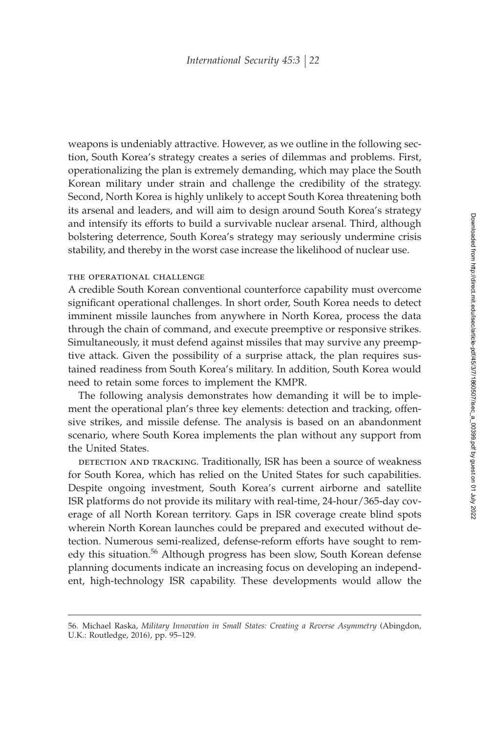weapons is undeniably attractive. However, as we outline in the following section, South Korea's strategy creates a series of dilemmas and problems. First, operationalizing the plan is extremely demanding, which may place the South Korean military under strain and challenge the credibility of the strategy. Second, North Korea is highly unlikely to accept South Korea threatening both its arsenal and leaders, and will aim to design around South Korea's strategy and intensify its efforts to build a survivable nuclear arsenal. Third, although bolstering deterrence, South Korea's strategy may seriously undermine crisis stability, and thereby in the worst case increase the likelihood of nuclear use.

### THE OPERATIONAL CHALLENGE

A credible South Korean conventional counterforce capability must overcome significant operational challenges. In short order, South Korea needs to detect imminent missile launches from anywhere in North Korea, process the data through the chain of command, and execute preemptive or responsive strikes. Simultaneously, it must defend against missiles that may survive any preemptive attack. Given the possibility of a surprise attack, the plan requires sustained readiness from South Korea's military. In addition, South Korea would need to retain some forces to implement the KMPR.

The following analysis demonstrates how demanding it will be to implement the operational plan's three key elements: detection and tracking, offensive strikes, and missile defense. The analysis is based on an abandonment scenario, where South Korea implements the plan without any support from the United States.

DETECTION AND TRACKING. Traditionally, ISR has been a source of weakness for South Korea, which has relied on the United States for such capabilities. Despite ongoing investment, South Korea's current airborne and satellite ISR platforms do not provide its military with real-time, 24-hour/365-day coverage of all North Korean territory. Gaps in ISR coverage create blind spots wherein North Korean launches could be prepared and executed without detection. Numerous semi-realized, defense-reform efforts have sought to remedy this situation.[56] Although progress has been slow, South Korean defense planning documents indicate an increasing focus on developing an independent, high-technology ISR capability. These developments would allow the

56. Michael Raska, *Military Innovation in Small States: Creating a Reverse Asymmetry* (Abingdon, U.K.: Routledge, 2016), pp. 95–129.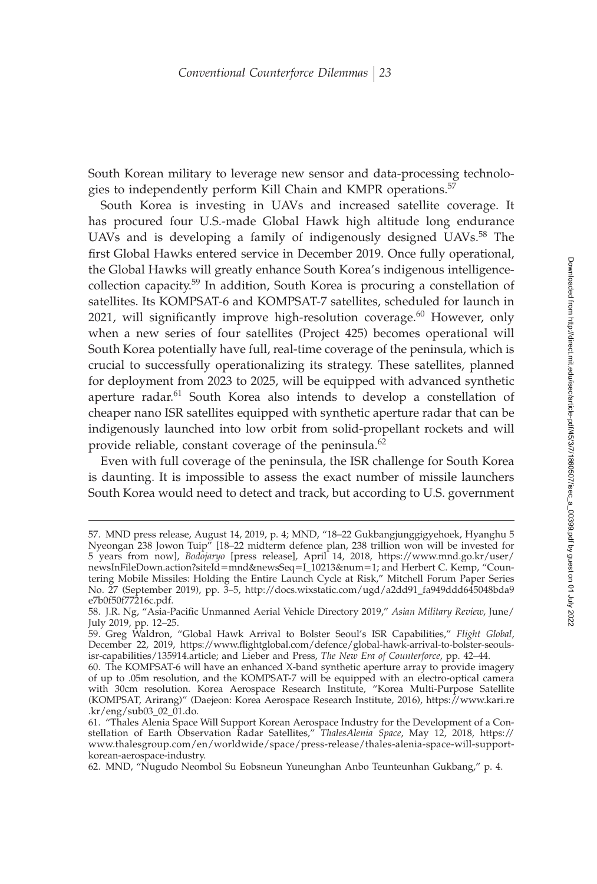South Korean military to leverage new sensor and data-processing technologies to independently perform Kill Chain and KMPR operations.[57]

South Korea is investing in UAVs and increased satellite coverage. It has procured four U.S.-made Global Hawk high altitude long endurance UAVs and is developing a family of indigenously designed UAVs.[58] The first Global Hawks entered service in December 2019. Once fully operational, the Global Hawks will greatly enhance South Korea's indigenous intelligence-collection capacity.[59] In addition, South Korea is procuring a constellation of satellites. Its KOMPSAT-6 and KOMPSAT-7 satellites, scheduled for launch in 2021, will significantly improve high-resolution coverage.[60] However, only when a new series of four satellites (Project 425) becomes operational will South Korea potentially have full, real-time coverage of the peninsula, which is crucial to successfully operationalizing its strategy. These satellites, planned for deployment from 2023 to 2025, will be equipped with advanced synthetic aperture radar.[61] South Korea also intends to develop a constellation of cheaper nano ISR satellites equipped with synthetic aperture radar that can be indigenously launched into low orbit from solid-propellant rockets and will provide reliable, constant coverage of the peninsula.[62]

Even with full coverage of the peninsula, the ISR challenge for South Korea is daunting. It is impossible to assess the exact number of missile launchers South Korea would need to detect and track, but according to U.S. government

---

57. MND press release, August 14, 2019, p. 4; MND, "18–22 Gukbangjunggigyehoek, Hyanghu 5 Nyeongan 238 Jowon Tuip" [18–22 midterm defence plan, 238 trillion won will be invested for 5 years from now], *Bodojaryo* [press release], April 14, 2018, https://www.mnd.go.kr/user/newsInFileDown.action?siteId=mnd&newsSeq=I_10213&num=1; and Herbert C. Kemp, "Countering Mobile Missiles: Holding the Entire Launch Cycle at Risk," Mitchell Forum Paper Series No. 27 (September 2019), pp. 3–5, http://docs.wixstatic.com/ugd/a2dd91_fa949ddd645048bda9e7b0f50f77216c.pdf.

58. J.R. Ng, "Asia-Pacific Unmanned Aerial Vehicle Directory 2019," *Asian Military Review*, June/July 2019, pp. 12–25.

59. Greg Waldron, "Global Hawk Arrival to Bolster Seoul's ISR Capabilities," *Flight Global*, December 22, 2019, https://www.flightglobal.com/defence/global-hawk-arrival-to-bolster-seouls-isr-capabilities/135914.article; and Lieber and Press, *The New Era of Counterforce*, pp. 42–44.

60. The KOMPSAT-6 will have an enhanced X-band synthetic aperture array to provide imagery of up to .05m resolution, and the KOMPSAT-7 will be equipped with an electro-optical camera with 30cm resolution. Korea Aerospace Research Institute, "Korea Multi-Purpose Satellite (KOMPSAT, Arirang)" (Daejeon: Korea Aerospace Research Institute, 2016), https://www.kari.re.kr/eng/sub03_02_01.do.

61. "Thales Alenia Space Will Support Korean Aerospace Industry for the Development of a Constellation of Earth Observation Radar Satellites," *ThalesAlenia Space*, May 12, 2018, https://www.thalesgroup.com/en/worldwide/space/press-release/thales-alenia-space-will-support-korean-aerospace-industry.

62. MND, "Nugudo Neombol Su Eobsneun Yuneunghan Anbo Teunteunhan Gukbang," p. 4.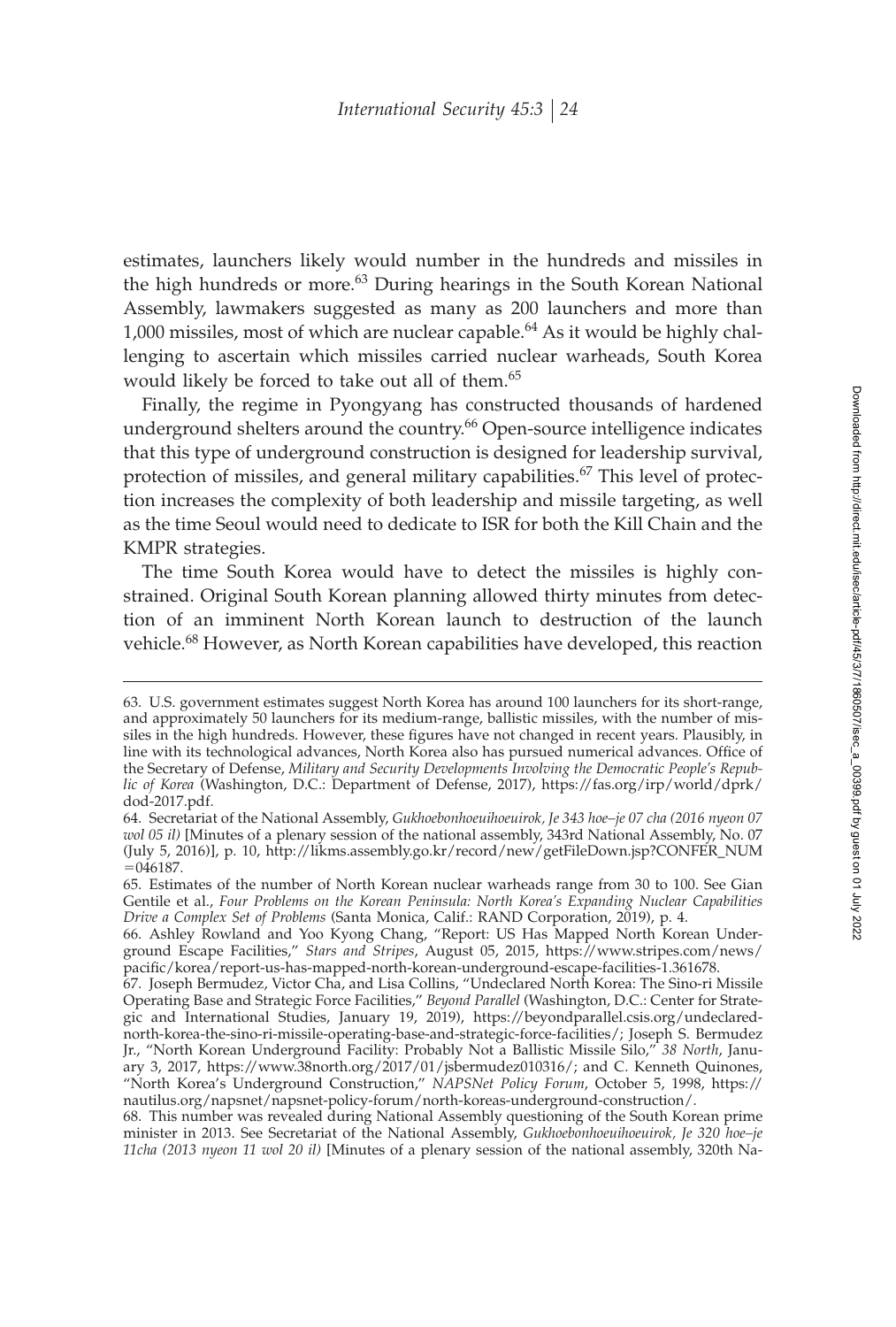estimates, launchers likely would number in the hundreds and missiles in the high hundreds or more.[63] During hearings in the South Korean National Assembly, lawmakers suggested as many as 200 launchers and more than 1,000 missiles, most of which are nuclear capable.[64] As it would be highly challenging to ascertain which missiles carried nuclear warheads, South Korea would likely be forced to take out all of them.[65]

Finally, the regime in Pyongyang has constructed thousands of hardened underground shelters around the country.[66] Open-source intelligence indicates that this type of underground construction is designed for leadership survival, protection of missiles, and general military capabilities.[67] This level of protection increases the complexity of both leadership and missile targeting, as well as the time Seoul would need to dedicate to ISR for both the Kill Chain and the KMPR strategies.

The time South Korea would have to detect the missiles is highly constrained. Original South Korean planning allowed thirty minutes from detection of an imminent North Korean launch to destruction of the launch vehicle.[68] However, as North Korean capabilities have developed, this reaction

---

63. U.S. government estimates suggest North Korea has around 100 launchers for its short-range, and approximately 50 launchers for its medium-range, ballistic missiles, with the number of missiles in the high hundreds. However, these figures have not changed in recent years. Plausibly, in line with its technological advances, North Korea also has pursued numerical advances. Office of the Secretary of Defense, *Military and Security Developments Involving the Democratic People's Republic of Korea* (Washington, D.C.: Department of Defense, 2017), https://fas.org/irp/world/dprk/dod-2017.pdf.

64. Secretariat of the National Assembly, *Gukhoebonhoeuihoeuirok, Je 343 hoe–je 07 cha (2016 nyeon 07 wol 05 il)* [Minutes of a plenary session of the national assembly, 343rd National Assembly, No. 07 (July 5, 2016)], p. 10, http://likms.assembly.go.kr/record/new/getFileDown.jsp?CONFER_NUM=046187.

65. Estimates of the number of North Korean nuclear warheads range from 30 to 100. See Gian Gentile et al., *Four Problems on the Korean Peninsula: North Korea's Expanding Nuclear Capabilities Drive a Complex Set of Problems* (Santa Monica, Calif.: RAND Corporation, 2019), p. 4.

66. Ashley Rowland and Yoo Kyong Chang, "Report: US Has Mapped North Korean Underground Escape Facilities," *Stars and Stripes*, August 05, 2015, https://www.stripes.com/news/pacific/korea/report-us-has-mapped-north-korean-underground-escape-facilities-1.361678.

67. Joseph Bermudez, Victor Cha, and Lisa Collins, "Undeclared North Korea: The Sino-ri Missile Operating Base and Strategic Force Facilities," *Beyond Parallel* (Washington, D.C.: Center for Strategic and International Studies, January 19, 2019), https://beyondparallel.csis.org/undeclared-north-korea-the-sino-ri-missile-operating-base-and-strategic-force-facilities/; Joseph S. Bermudez Jr., "North Korean Underground Facility: Probably Not a Ballistic Missile Silo," *38 North*, January 3, 2017, https://www.38north.org/2017/01/jsbermudez010316/; and C. Kenneth Quinones, "North Korea's Underground Construction," *NAPSNet Policy Forum*, October 5, 1998, https://nautilus.org/napsnet/napsnet-policy-forum/north-koreas-underground-construction/.

68. This number was revealed during National Assembly questioning of the South Korean prime minister in 2013. See Secretariat of the National Assembly, *Gukhoebonhoeuihoeuirok, Je 320 hoe–je 11cha (2013 nyeon 11 wol 20 il)* [Minutes of a plenary session of the national assembly, 320th Na-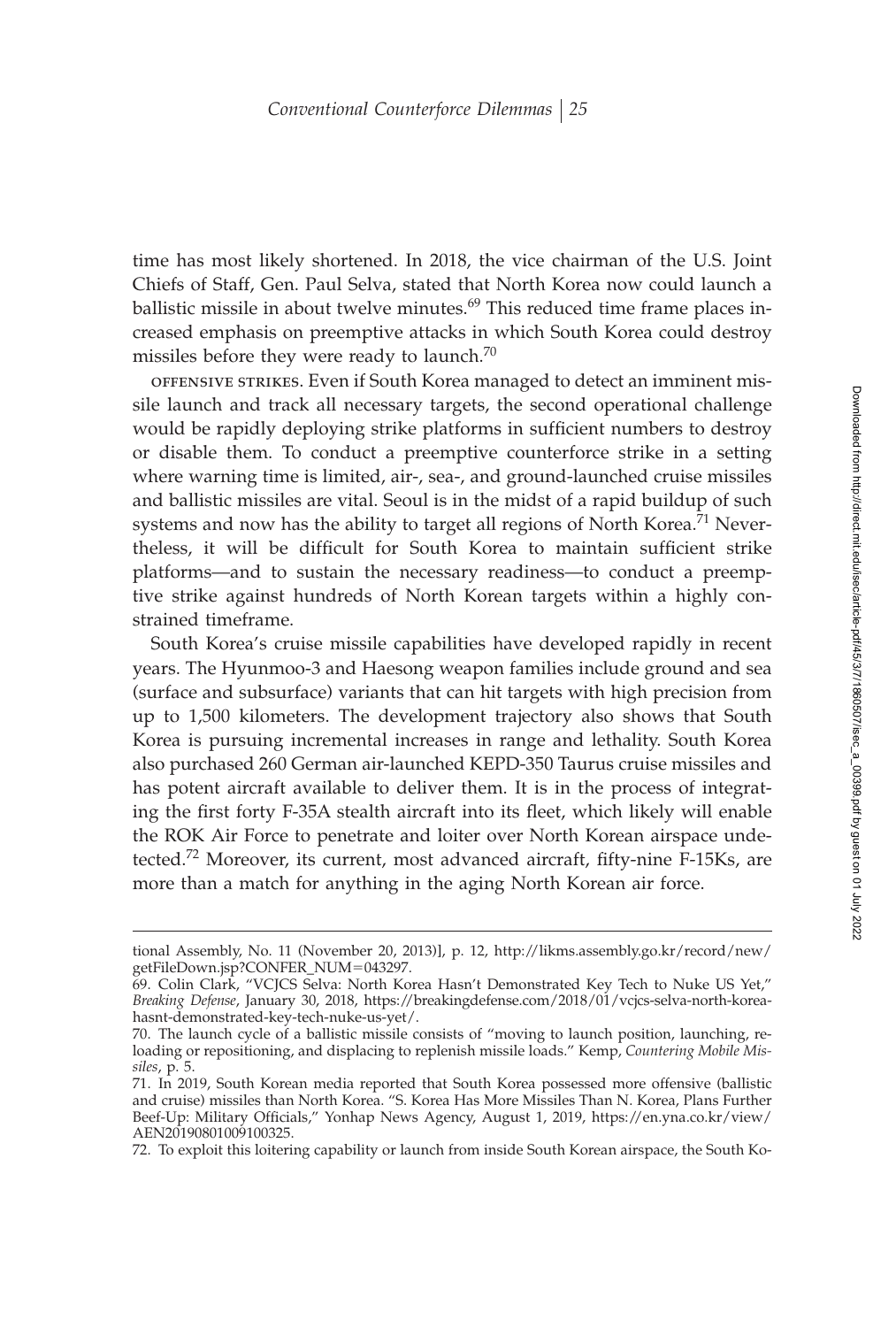time has most likely shortened. In 2018, the vice chairman of the U.S. Joint Chiefs of Staff, Gen. Paul Selva, stated that North Korea now could launch a ballistic missile in about twelve minutes.[69] This reduced time frame places increased emphasis on preemptive attacks in which South Korea could destroy missiles before they were ready to launch.[70]

OFFENSIVE STRIKES. Even if South Korea managed to detect an imminent missile launch and track all necessary targets, the second operational challenge would be rapidly deploying strike platforms in sufficient numbers to destroy or disable them. To conduct a preemptive counterforce strike in a setting where warning time is limited, air-, sea-, and ground-launched cruise missiles and ballistic missiles are vital. Seoul is in the midst of a rapid buildup of such systems and now has the ability to target all regions of North Korea.[71] Nevertheless, it will be difficult for South Korea to maintain sufficient strike platforms—and to sustain the necessary readiness—to conduct a preemptive strike against hundreds of North Korean targets within a highly constrained timeframe.

South Korea's cruise missile capabilities have developed rapidly in recent years. The Hyunmoo-3 and Haesong weapon families include ground and sea (surface and subsurface) variants that can hit targets with high precision from up to 1,500 kilometers. The development trajectory also shows that South Korea is pursuing incremental increases in range and lethality. South Korea also purchased 260 German air-launched KEPD-350 Taurus cruise missiles and has potent aircraft available to deliver them. It is in the process of integrating the first forty F-35A stealth aircraft into its fleet, which likely will enable the ROK Air Force to penetrate and loiter over North Korean airspace undetected.[72] Moreover, its current, most advanced aircraft, fifty-nine F-15Ks, are more than a match for anything in the aging North Korean air force.

---

tional Assembly, No. 11 (November 20, 2013)], p. 12, http://likms.assembly.go.kr/record/new/getFileDown.jsp?CONFER_NUM=043297.

69. Colin Clark, "VCJCS Selva: North Korea Hasn't Demonstrated Key Tech to Nuke US Yet," *Breaking Defense*, January 30, 2018, https://breakingdefense.com/2018/01/vcjcs-selva-north-korea-hasnt-demonstrated-key-tech-nuke-us-yet/.

70. The launch cycle of a ballistic missile consists of "moving to launch position, launching, reloading or repositioning, and displacing to replenish missile loads." Kemp, *Countering Mobile Missiles*, p. 5.

71. In 2019, South Korean media reported that South Korea possessed more offensive (ballistic and cruise) missiles than North Korea. "S. Korea Has More Missiles Than N. Korea, Plans Further Beef-Up: Military Officials," Yonhap News Agency, August 1, 2019, https://en.yna.co.kr/view/AEN20190801009100325.

72. To exploit this loitering capability or launch from inside South Korean airspace, the South Ko-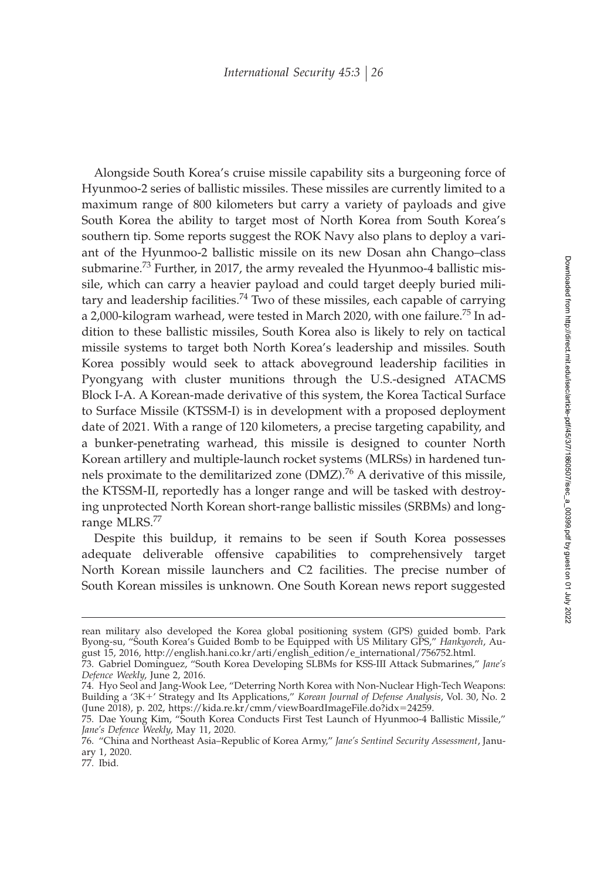Alongside South Korea's cruise missile capability sits a burgeoning force of Hyunmoo-2 series of ballistic missiles. These missiles are currently limited to a maximum range of 800 kilometers but carry a variety of payloads and give South Korea the ability to target most of North Korea from South Korea's southern tip. Some reports suggest the ROK Navy also plans to deploy a variant of the Hyunmoo-2 ballistic missile on its new Dosan ahn Chango–class submarine.[73] Further, in 2017, the army revealed the Hyunmoo-4 ballistic missile, which can carry a heavier payload and could target deeply buried military and leadership facilities.[74] Two of these missiles, each capable of carrying a 2,000-kilogram warhead, were tested in March 2020, with one failure.[75] In addition to these ballistic missiles, South Korea also is likely to rely on tactical missile systems to target both North Korea's leadership and missiles. South Korea possibly would seek to attack aboveground leadership facilities in Pyongyang with cluster munitions through the U.S.-designed ATACMS Block I-A. A Korean-made derivative of this system, the Korea Tactical Surface to Surface Missile (KTSSM-I) is in development with a proposed deployment date of 2021. With a range of 120 kilometers, a precise targeting capability, and a bunker-penetrating warhead, this missile is designed to counter North Korean artillery and multiple-launch rocket systems (MLRSs) in hardened tunnels proximate to the demilitarized zone (DMZ).[76] A derivative of this missile, the KTSSM-II, reportedly has a longer range and will be tasked with destroying unprotected North Korean short-range ballistic missiles (SRBMs) and long-range MLRS.[77]

Despite this buildup, it remains to be seen if South Korea possesses adequate deliverable offensive capabilities to comprehensively target North Korean missile launchers and C2 facilities. The precise number of South Korean missiles is unknown. One South Korean news report suggested

---

rean military also developed the Korea global positioning system (GPS) guided bomb. Park Byong-su, "South Korea's Guided Bomb to be Equipped with US Military GPS," *Hankyoreh*, August 15, 2016, http://english.hani.co.kr/arti/english_edition/e_international/756752.html.

73. Gabriel Dominguez, "South Korea Developing SLBMs for KSS-III Attack Submarines," *Jane's Defence Weekly*, June 2, 2016.

74. Hyo Seol and Jang-Wook Lee, "Deterring North Korea with Non-Nuclear High-Tech Weapons: Building a '3K+' Strategy and Its Applications," *Korean Journal of Defense Analysis*, Vol. 30, No. 2 (June 2018), p. 202, https://kida.re.kr/cmm/viewBoardImageFile.do?idx=24259.

75. Dae Young Kim, "South Korea Conducts First Test Launch of Hyunmoo-4 Ballistic Missile," *Jane's Defence Weekly*, May 11, 2020.

76. "China and Northeast Asia–Republic of Korea Army," *Jane's Sentinel Security Assessment*, January 1, 2020.

77. Ibid.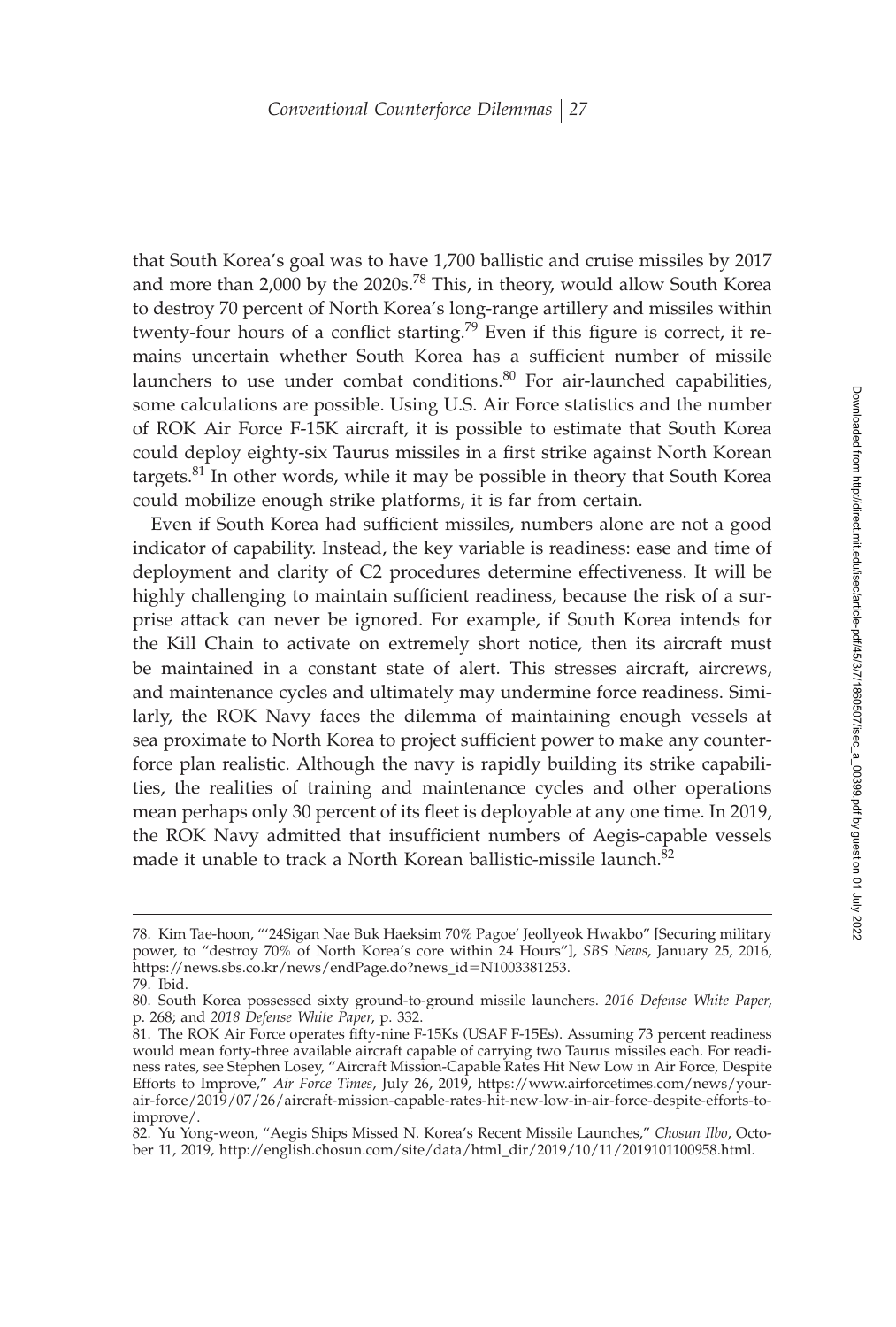that South Korea's goal was to have 1,700 ballistic and cruise missiles by 2017 and more than 2,000 by the 2020s.[78] This, in theory, would allow South Korea to destroy 70 percent of North Korea's long-range artillery and missiles within twenty-four hours of a conflict starting.[79] Even if this figure is correct, it remains uncertain whether South Korea has a sufficient number of missile launchers to use under combat conditions.[80] For air-launched capabilities, some calculations are possible. Using U.S. Air Force statistics and the number of ROK Air Force F-15K aircraft, it is possible to estimate that South Korea could deploy eighty-six Taurus missiles in a first strike against North Korean targets.[81] In other words, while it may be possible in theory that South Korea could mobilize enough strike platforms, it is far from certain.

Even if South Korea had sufficient missiles, numbers alone are not a good indicator of capability. Instead, the key variable is readiness: ease and time of deployment and clarity of C2 procedures determine effectiveness. It will be highly challenging to maintain sufficient readiness, because the risk of a surprise attack can never be ignored. For example, if South Korea intends for the Kill Chain to activate on extremely short notice, then its aircraft must be maintained in a constant state of alert. This stresses aircraft, aircrews, and maintenance cycles and ultimately may undermine force readiness. Similarly, the ROK Navy faces the dilemma of maintaining enough vessels at sea proximate to North Korea to project sufficient power to make any counterforce plan realistic. Although the navy is rapidly building its strike capabilities, the realities of training and maintenance cycles and other operations mean perhaps only 30 percent of its fleet is deployable at any one time. In 2019, the ROK Navy admitted that insufficient numbers of Aegis-capable vessels made it unable to track a North Korean ballistic-missile launch.[82]

---

78. Kim Tae-hoon, "'24Sigan Nae Buk Haeksim 70% Pagoe' Jeollyeok Hwakbo" [Securing military power, to "destroy 70% of North Korea's core within 24 Hours"], *SBS News*, January 25, 2016, https://news.sbs.co.kr/news/endPage.do?news_id=N1003381253.

79. Ibid.

80. South Korea possessed sixty ground-to-ground missile launchers. *2016 Defense White Paper*, p. 268; and *2018 Defense White Paper*, p. 332.

81. The ROK Air Force operates fifty-nine F-15Ks (USAF F-15Es). Assuming 73 percent readiness would mean forty-three available aircraft capable of carrying two Taurus missiles each. For readiness rates, see Stephen Losey, "Aircraft Mission-Capable Rates Hit New Low in Air Force, Despite Efforts to Improve," *Air Force Times*, July 26, 2019, https://www.airforcetimes.com/news/your-air-force/2019/07/26/aircraft-mission-capable-rates-hit-new-low-in-air-force-despite-efforts-to-improve/.

82. Yu Yong-weon, "Aegis Ships Missed N. Korea's Recent Missile Launches," *Chosun Ilbo*, October 11, 2019, http://english.chosun.com/site/data/html_dir/2019/10/11/2019101100958.html.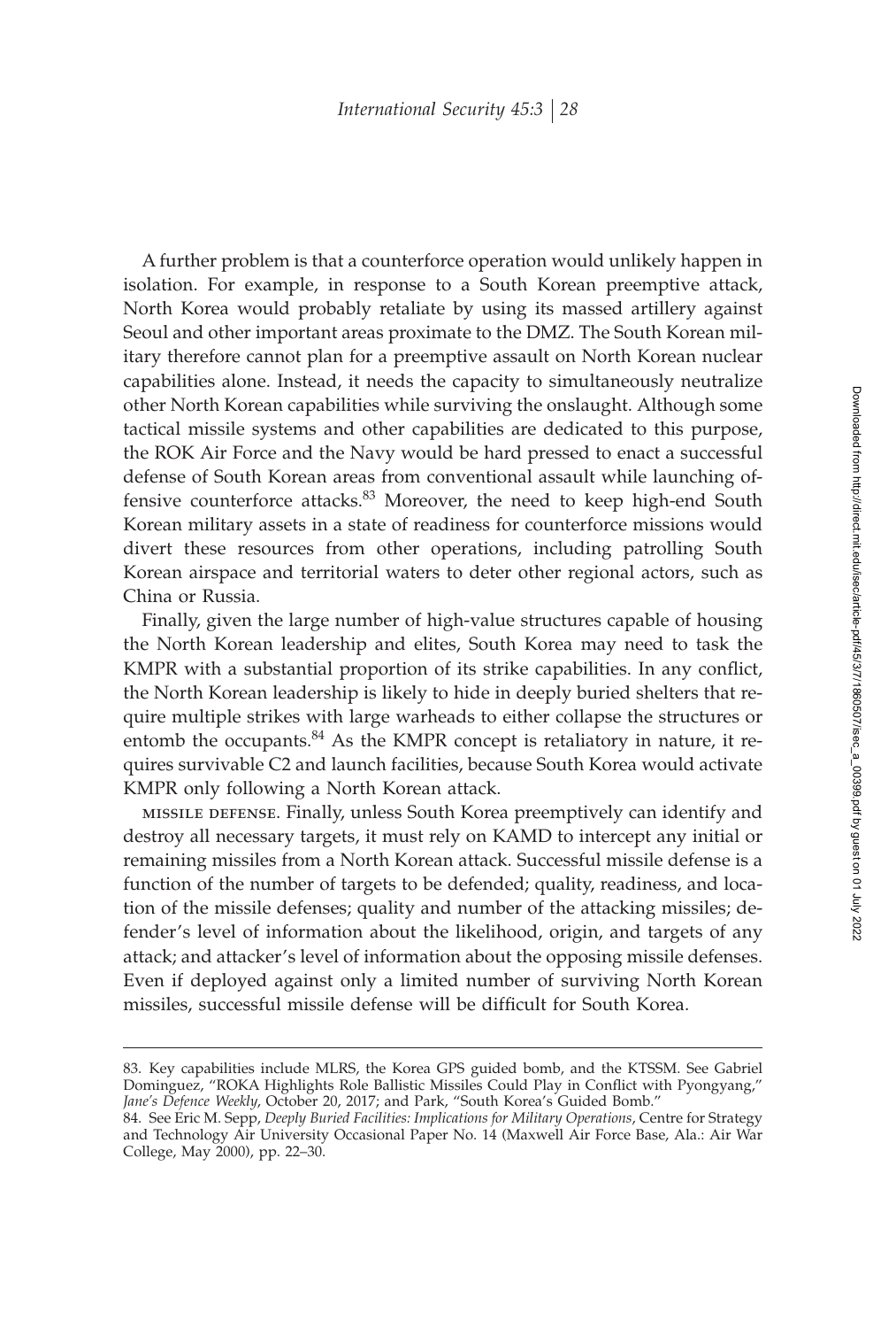A further problem is that a counterforce operation would unlikely happen in isolation. For example, in response to a South Korean preemptive attack, North Korea would probably retaliate by using its massed artillery against Seoul and other important areas proximate to the DMZ. The South Korean military therefore cannot plan for a preemptive assault on North Korean nuclear capabilities alone. Instead, it needs the capacity to simultaneously neutralize other North Korean capabilities while surviving the onslaught. Although some tactical missile systems and other capabilities are dedicated to this purpose, the ROK Air Force and the Navy would be hard pressed to enact a successful defense of South Korean areas from conventional assault while launching offensive counterforce attacks.[83] Moreover, the need to keep high-end South Korean military assets in a state of readiness for counterforce missions would divert these resources from other operations, including patrolling South Korean airspace and territorial waters to deter other regional actors, such as China or Russia.

Finally, given the large number of high-value structures capable of housing the North Korean leadership and elites, South Korea may need to task the KMPR with a substantial proportion of its strike capabilities. In any conflict, the North Korean leadership is likely to hide in deeply buried shelters that require multiple strikes with large warheads to either collapse the structures or entomb the occupants.[84] As the KMPR concept is retaliatory in nature, it requires survivable C2 and launch facilities, because South Korea would activate KMPR only following a North Korean attack.

MISSILE DEFENSE. Finally, unless South Korea preemptively can identify and destroy all necessary targets, it must rely on KAMD to intercept any initial or remaining missiles from a North Korean attack. Successful missile defense is a function of the number of targets to be defended; quality, readiness, and location of the missile defenses; quality and number of the attacking missiles; defender's level of information about the likelihood, origin, and targets of any attack; and attacker's level of information about the opposing missile defenses. Even if deployed against only a limited number of surviving North Korean missiles, successful missile defense will be difficult for South Korea.

---

83. Key capabilities include MLRS, the Korea GPS guided bomb, and the KTSSM. See Gabriel Dominguez, "ROKA Highlights Role Ballistic Missiles Could Play in Conflict with Pyongyang," *Jane's Defence Weekly*, October 20, 2017; and Park, "South Korea's Guided Bomb."

84. See Eric M. Sepp, *Deeply Buried Facilities: Implications for Military Operations*, Centre for Strategy and Technology Air University Occasional Paper No. 14 (Maxwell Air Force Base, Ala.: Air War College, May 2000), pp. 22–30.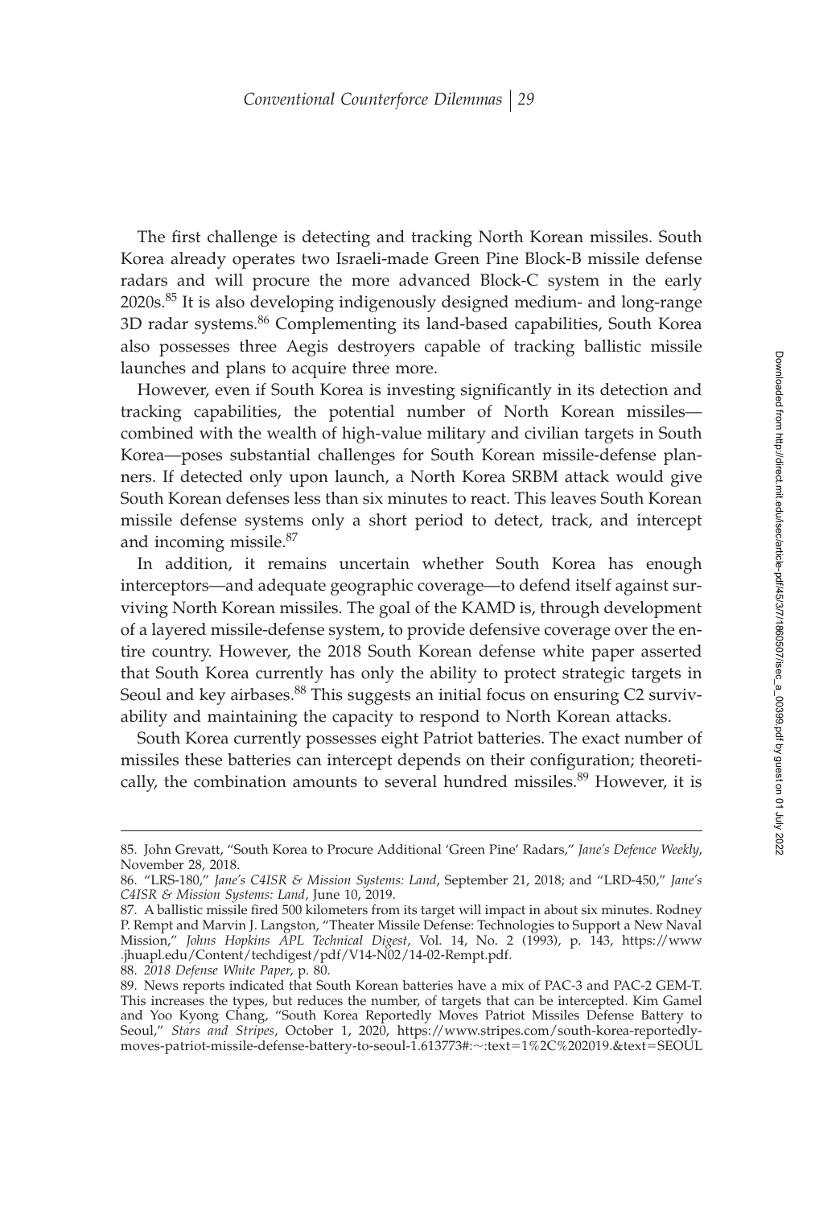The first challenge is detecting and tracking North Korean missiles. South Korea already operates two Israeli-made Green Pine Block-B missile defense radars and will procure the more advanced Block-C system in the early 2020s.[85] It is also developing indigenously designed medium- and long-range 3D radar systems.[86] Complementing its land-based capabilities, South Korea also possesses three Aegis destroyers capable of tracking ballistic missile launches and plans to acquire three more.

However, even if South Korea is investing significantly in its detection and tracking capabilities, the potential number of North Korean missiles—combined with the wealth of high-value military and civilian targets in South Korea—poses substantial challenges for South Korean missile-defense planners. If detected only upon launch, a North Korea SRBM attack would give South Korean defenses less than six minutes to react. This leaves South Korean missile defense systems only a short period to detect, track, and intercept and incoming missile.[87]

In addition, it remains uncertain whether South Korea has enough interceptors—and adequate geographic coverage—to defend itself against surviving North Korean missiles. The goal of the KAMD is, through development of a layered missile-defense system, to provide defensive coverage over the entire country. However, the 2018 South Korean defense white paper asserted that South Korea currently has only the ability to protect strategic targets in Seoul and key airbases.[88] This suggests an initial focus on ensuring C2 survivability and maintaining the capacity to respond to North Korean attacks.

South Korea currently possesses eight Patriot batteries. The exact number of missiles these batteries can intercept depends on their configuration; theoretically, the combination amounts to several hundred missiles.[89] However, it is

---

85. John Grevatt, "South Korea to Procure Additional 'Green Pine' Radars," *Jane's Defence Weekly*, November 28, 2018.

86. "LRS-180," *Jane's C4ISR & Mission Systems: Land*, September 21, 2018; and "LRD-450," *Jane's C4ISR & Mission Systems: Land*, June 10, 2019.

87. A ballistic missile fired 500 kilometers from its target will impact in about six minutes. Rodney P. Rempt and Marvin J. Langston, "Theater Missile Defense: Technologies to Support a New Naval Mission," *Johns Hopkins APL Technical Digest*, Vol. 14, No. 2 (1993), p. 143, https://www.jhuapl.edu/Content/techdigest/pdf/V14-N02/14-02-Rempt.pdf.

88. *2018 Defense White Paper*, p. 80.

89. News reports indicated that South Korean batteries have a mix of PAC-3 and PAC-2 GEM-T. This increases the types, but reduces the number, of targets that can be intercepted. Kim Gamel and Yoo Kyong Chang, "South Korea Reportedly Moves Patriot Missiles Defense Battery to Seoul," *Stars and Stripes*, October 1, 2020, https://www.stripes.com/south-korea-reportedly-moves-patriot-missile-defense-battery-to-seoul-1.613773#:~:text=1%2C%202019.&text=SEOUL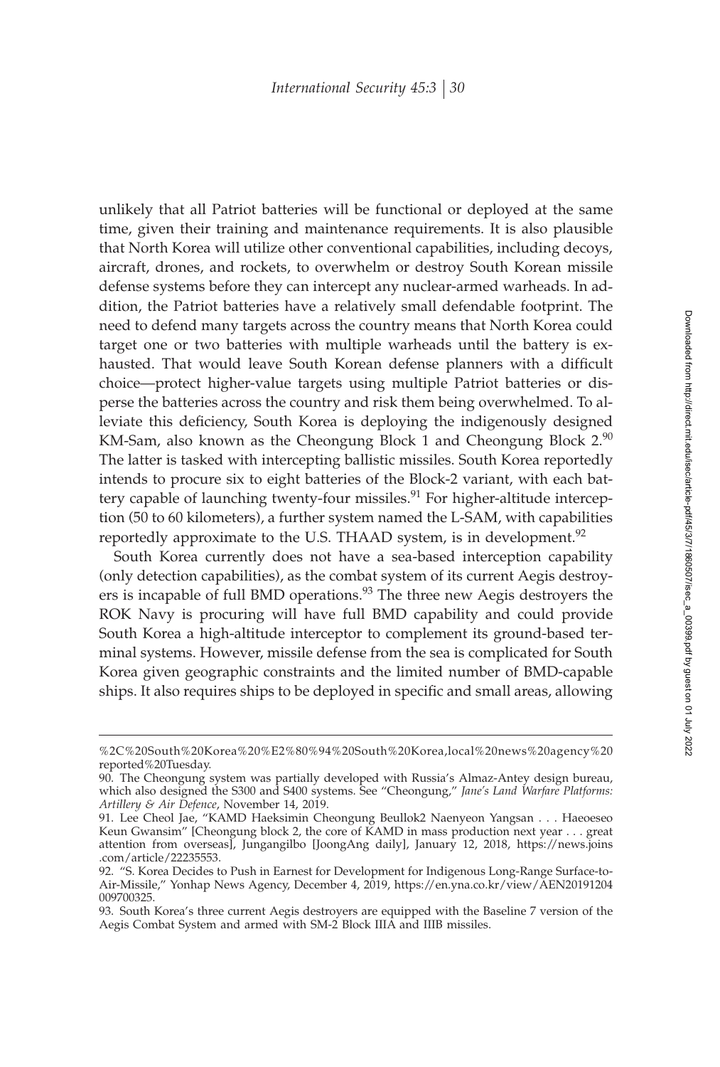unlikely that all Patriot batteries will be functional or deployed at the same time, given their training and maintenance requirements. It is also plausible that North Korea will utilize other conventional capabilities, including decoys, aircraft, drones, and rockets, to overwhelm or destroy South Korean missile defense systems before they can intercept any nuclear-armed warheads. In addition, the Patriot batteries have a relatively small defendable footprint. The need to defend many targets across the country means that North Korea could target one or two batteries with multiple warheads until the battery is exhausted. That would leave South Korean defense planners with a difficult choice—protect higher-value targets using multiple Patriot batteries or disperse the batteries across the country and risk them being overwhelmed. To alleviate this deficiency, South Korea is deploying the indigenously designed KM-Sam, also known as the Cheongung Block 1 and Cheongung Block 2.[90] The latter is tasked with intercepting ballistic missiles. South Korea reportedly intends to procure six to eight batteries of the Block-2 variant, with each battery capable of launching twenty-four missiles.[91] For higher-altitude interception (50 to 60 kilometers), a further system named the L-SAM, with capabilities reportedly approximate to the U.S. THAAD system, is in development.[92]

South Korea currently does not have a sea-based interception capability (only detection capabilities), as the combat system of its current Aegis destroyers is incapable of full BMD operations.[93] The three new Aegis destroyers the ROK Navy is procuring will have full BMD capability and could provide South Korea a high-altitude interceptor to complement its ground-based terminal systems. However, missile defense from the sea is complicated for South Korea given geographic constraints and the limited number of BMD-capable ships. It also requires ships to be deployed in specific and small areas, allowing

---

%2C%20South%20Korea%20%E2%80%94%20South%20Korea,local%20news%20agency%20reported%20Tuesday.

90. The Cheongung system was partially developed with Russia's Almaz-Antey design bureau, which also designed the S300 and S400 systems. See "Cheongung," *Jane's Land Warfare Platforms: Artillery & Air Defence*, November 14, 2019.

91. Lee Cheol Jae, "KAMD Haeksimin Cheongung Beullok2 Naenyeon Yangsan . . . Haeoeseo Keun Gwansim" [Cheongung block 2, the core of KAMD in mass production next year . . . great attention from overseas], Jungangilbo [JoongAng daily], January 12, 2018, https://news.joins.com/article/22235553.

92. "S. Korea Decides to Push in Earnest for Development for Indigenous Long-Range Surface-to-Air-Missile," Yonhap News Agency, December 4, 2019, https://en.yna.co.kr/view/AEN20191204009700325.

93. South Korea's three current Aegis destroyers are equipped with the Baseline 7 version of the Aegis Combat System and armed with SM-2 Block IIIA and IIIB missiles.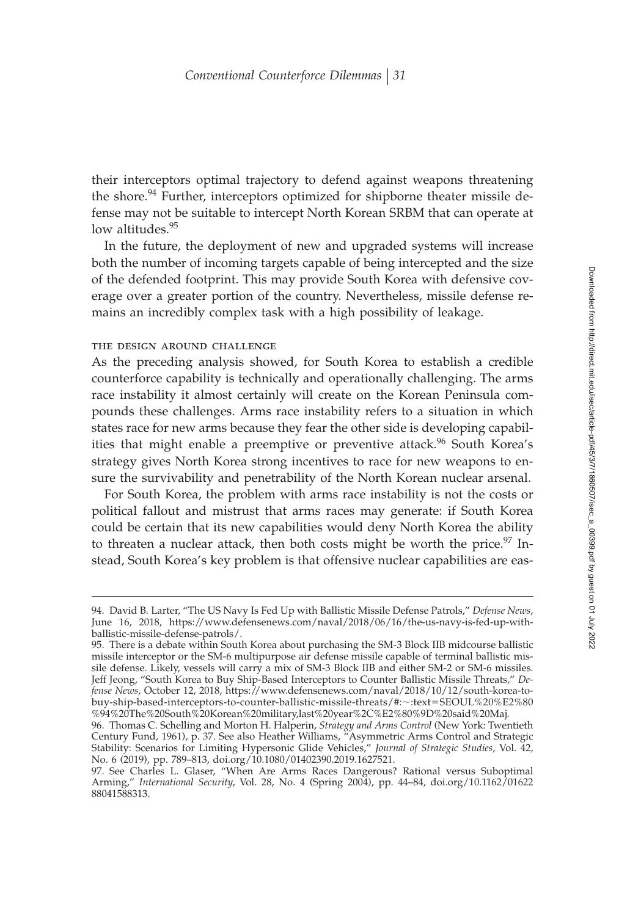their interceptors optimal trajectory to defend against weapons threatening the shore.[94] Further, interceptors optimized for shipborne theater missile defense may not be suitable to intercept North Korean SRBM that can operate at low altitudes.[95]

In the future, the deployment of new and upgraded systems will increase both the number of incoming targets capable of being intercepted and the size of the defended footprint. This may provide South Korea with defensive coverage over a greater portion of the country. Nevertheless, missile defense remains an incredibly complex task with a high possibility of leakage.

### the design around challenge

As the preceding analysis showed, for South Korea to establish a credible counterforce capability is technically and operationally challenging. The arms race instability it almost certainly will create on the Korean Peninsula compounds these challenges. Arms race instability refers to a situation in which states race for new arms because they fear the other side is developing capabilities that might enable a preemptive or preventive attack.[96] South Korea's strategy gives North Korea strong incentives to race for new weapons to ensure the survivability and penetrability of the North Korean nuclear arsenal.

For South Korea, the problem with arms race instability is not the costs or political fallout and mistrust that arms races may generate: if South Korea could be certain that its new capabilities would deny North Korea the ability to threaten a nuclear attack, then both costs might be worth the price.[97] Instead, South Korea's key problem is that offensive nuclear capabilities are eas-

---

94. David B. Larter, "The US Navy Is Fed Up with Ballistic Missile Defense Patrols," *Defense News*, June 16, 2018, https://www.defensenews.com/naval/2018/06/16/the-us-navy-is-fed-up-with-ballistic-missile-defense-patrols/.

95. There is a debate within South Korea about purchasing the SM-3 Block IIB midcourse ballistic missile interceptor or the SM-6 multipurpose air defense missile capable of terminal ballistic missile defense. Likely, vessels will carry a mix of SM-3 Block IIB and either SM-2 or SM-6 missiles. Jeff Jeong, "South Korea to Buy Ship-Based Interceptors to Counter Ballistic Missile Threats," *Defense News*, October 12, 2018, https://www.defensenews.com/naval/2018/10/12/south-korea-to-buy-ship-based-interceptors-to-counter-ballistic-missile-threats/#:~:text=SEOUL%20%E2%80%94%20The%20South%20Korean%20military,last%20year%2C%E2%80%9D%20said%20Maj.

96. Thomas C. Schelling and Morton H. Halperin, *Strategy and Arms Control* (New York: Twentieth Century Fund, 1961), p. 37. See also Heather Williams, "Asymmetric Arms Control and Strategic Stability: Scenarios for Limiting Hypersonic Glide Vehicles," *Journal of Strategic Studies*, Vol. 42, No. 6 (2019), pp. 789–813, doi.org/10.1080/01402390.2019.1627521.

97. See Charles L. Glaser, "When Are Arms Races Dangerous? Rational versus Suboptimal Arming," *International Security*, Vol. 28, No. 4 (Spring 2004), pp. 44–84, doi.org/10.1162/0162288041588313.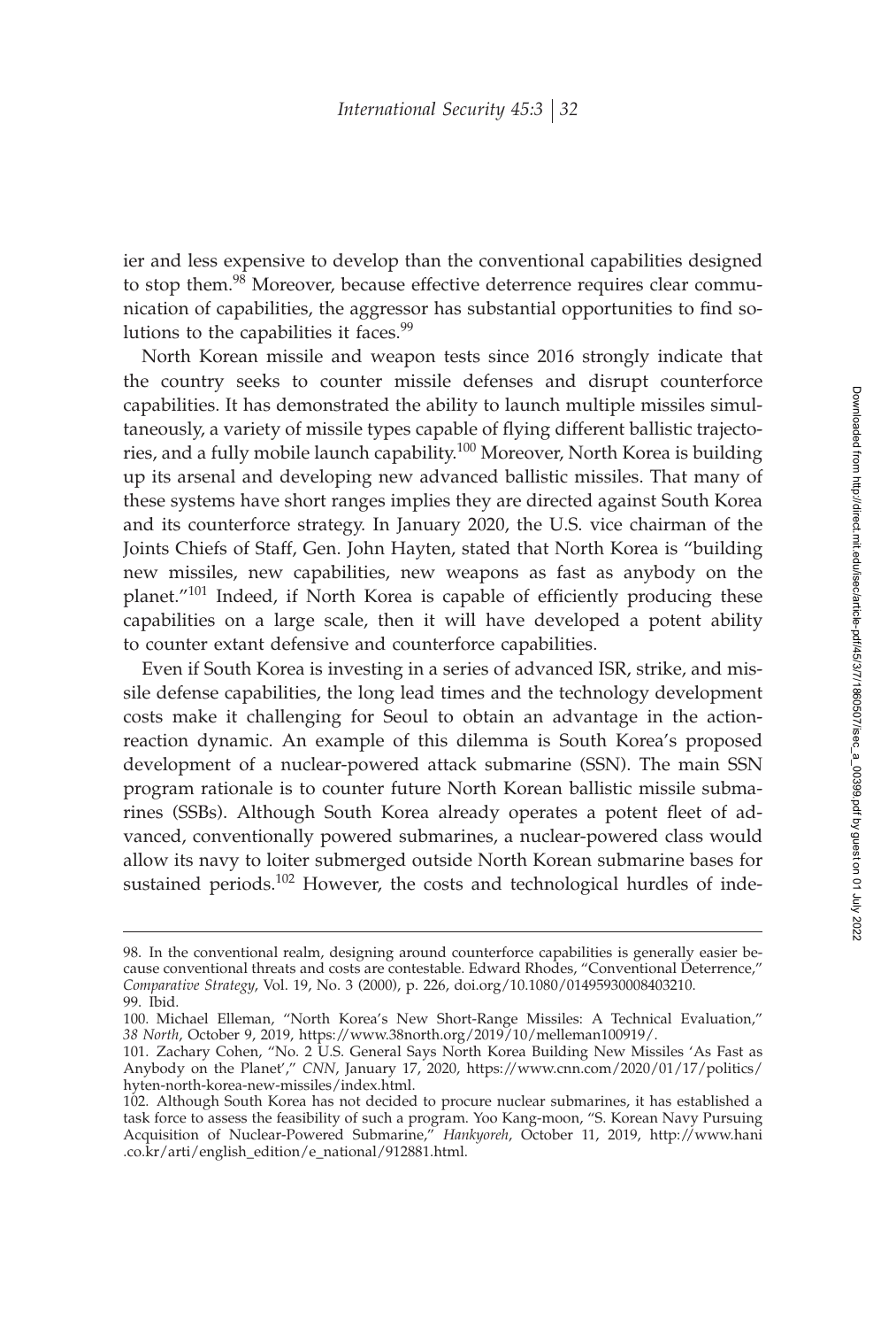ier and less expensive to develop than the conventional capabilities designed to stop them.[98] Moreover, because effective deterrence requires clear communication of capabilities, the aggressor has substantial opportunities to find solutions to the capabilities it faces.[99]

North Korean missile and weapon tests since 2016 strongly indicate that the country seeks to counter missile defenses and disrupt counterforce capabilities. It has demonstrated the ability to launch multiple missiles simultaneously, a variety of missile types capable of flying different ballistic trajectories, and a fully mobile launch capability.[100] Moreover, North Korea is building up its arsenal and developing new advanced ballistic missiles. That many of these systems have short ranges implies they are directed against South Korea and its counterforce strategy. In January 2020, the U.S. vice chairman of the Joints Chiefs of Staff, Gen. John Hayten, stated that North Korea is "building new missiles, new capabilities, new weapons as fast as anybody on the planet."[101] Indeed, if North Korea is capable of efficiently producing these capabilities on a large scale, then it will have developed a potent ability to counter extant defensive and counterforce capabilities.

Even if South Korea is investing in a series of advanced ISR, strike, and missile defense capabilities, the long lead times and the technology development costs make it challenging for Seoul to obtain an advantage in the action-reaction dynamic. An example of this dilemma is South Korea's proposed development of a nuclear-powered attack submarine (SSN). The main SSN program rationale is to counter future North Korean ballistic missile submarines (SSBs). Although South Korea already operates a potent fleet of advanced, conventionally powered submarines, a nuclear-powered class would allow its navy to loiter submerged outside North Korean submarine bases for sustained periods.[102] However, the costs and technological hurdles of inde-

---

98. In the conventional realm, designing around counterforce capabilities is generally easier because conventional threats and costs are contestable. Edward Rhodes, "Conventional Deterrence," *Comparative Strategy*, Vol. 19, No. 3 (2000), p. 226, doi.org/10.1080/01495930008403210.

99. Ibid.

100. Michael Elleman, "North Korea's New Short-Range Missiles: A Technical Evaluation," *38 North*, October 9, 2019, https://www.38north.org/2019/10/melleman100919/.

101. Zachary Cohen, "No. 2 U.S. General Says North Korea Building New Missiles 'As Fast as Anybody on the Planet'," *CNN*, January 17, 2020, https://www.cnn.com/2020/01/17/politics/hyten-north-korea-new-missiles/index.html.

102. Although South Korea has not decided to procure nuclear submarines, it has established a task force to assess the feasibility of such a program. Yoo Kang-moon, "S. Korean Navy Pursuing Acquisition of Nuclear-Powered Submarine," *Hankyoreh*, October 11, 2019, http://www.hani.co.kr/arti/english_edition/e_national/912881.html.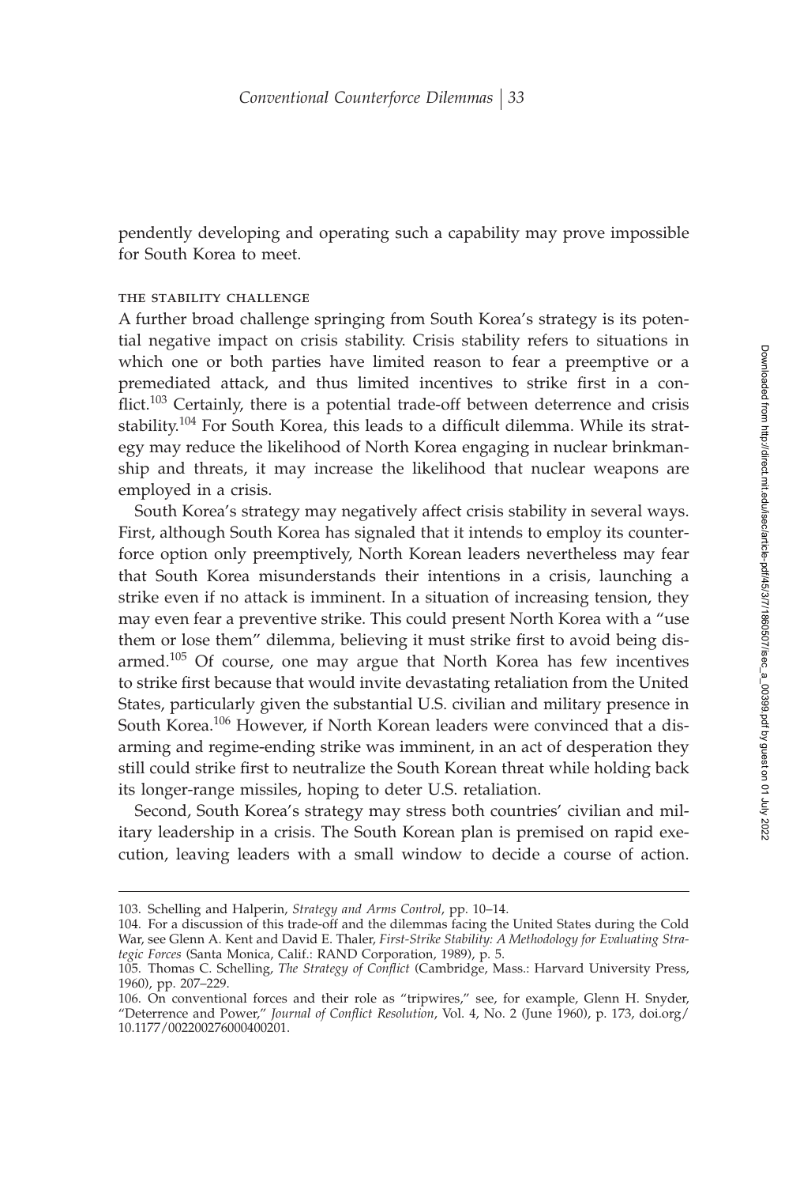pendently developing and operating such a capability may prove impossible for South Korea to meet.

### THE STABILITY CHALLENGE

A further broad challenge springing from South Korea's strategy is its potential negative impact on crisis stability. Crisis stability refers to situations in which one or both parties have limited reason to fear a preemptive or a premediated attack, and thus limited incentives to strike first in a conflict.[103] Certainly, there is a potential trade-off between deterrence and crisis stability.[104] For South Korea, this leads to a difficult dilemma. While its strategy may reduce the likelihood of North Korea engaging in nuclear brinkmanship and threats, it may increase the likelihood that nuclear weapons are employed in a crisis.

South Korea's strategy may negatively affect crisis stability in several ways. First, although South Korea has signaled that it intends to employ its counterforce option only preemptively, North Korean leaders nevertheless may fear that South Korea misunderstands their intentions in a crisis, launching a strike even if no attack is imminent. In a situation of increasing tension, they may even fear a preventive strike. This could present North Korea with a "use them or lose them" dilemma, believing it must strike first to avoid being disarmed.[105] Of course, one may argue that North Korea has few incentives to strike first because that would invite devastating retaliation from the United States, particularly given the substantial U.S. civilian and military presence in South Korea.[106] However, if North Korean leaders were convinced that a disarming and regime-ending strike was imminent, in an act of desperation they still could strike first to neutralize the South Korean threat while holding back its longer-range missiles, hoping to deter U.S. retaliation.

Second, South Korea's strategy may stress both countries' civilian and military leadership in a crisis. The South Korean plan is premised on rapid execution, leaving leaders with a small window to decide a course of action.

---

103. Schelling and Halperin, *Strategy and Arms Control*, pp. 10–14.

104. For a discussion of this trade-off and the dilemmas facing the United States during the Cold War, see Glenn A. Kent and David E. Thaler, *First-Strike Stability: A Methodology for Evaluating Strategic Forces* (Santa Monica, Calif.: RAND Corporation, 1989), p. 5.

105. Thomas C. Schelling, *The Strategy of Conflict* (Cambridge, Mass.: Harvard University Press, 1960), pp. 207–229.

106. On conventional forces and their role as "tripwires," see, for example, Glenn H. Snyder, "Deterrence and Power," *Journal of Conflict Resolution*, Vol. 4, No. 2 (June 1960), p. 173, doi.org/10.1177/002200276000400201.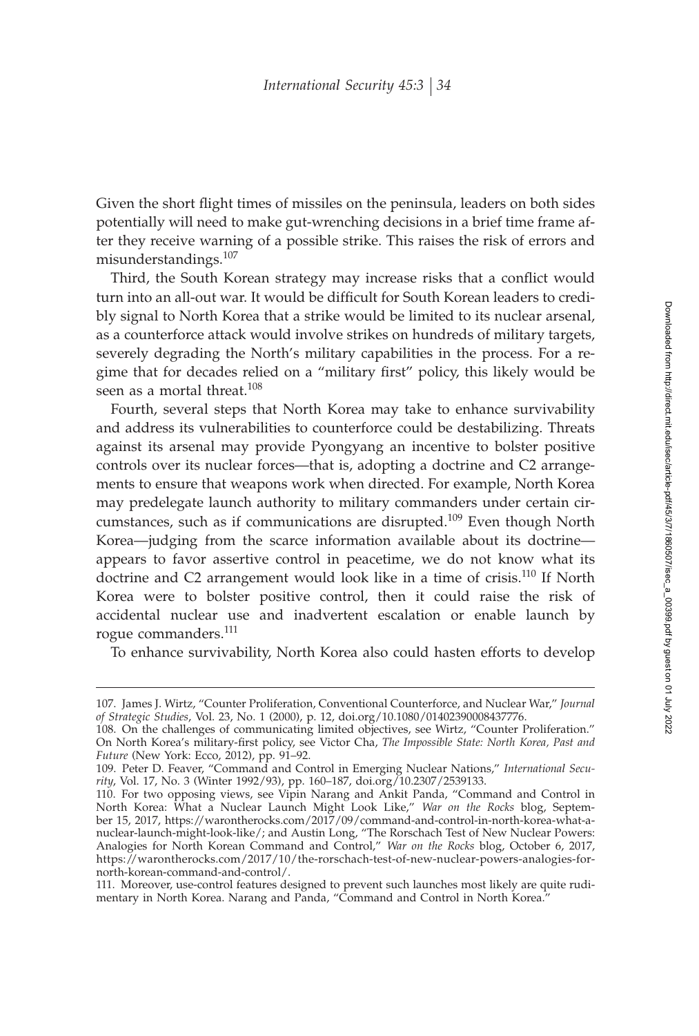Given the short flight times of missiles on the peninsula, leaders on both sides potentially will need to make gut-wrenching decisions in a brief time frame after they receive warning of a possible strike. This raises the risk of errors and misunderstandings.[107]

Third, the South Korean strategy may increase risks that a conflict would turn into an all-out war. It would be difficult for South Korean leaders to credibly signal to North Korea that a strike would be limited to its nuclear arsenal, as a counterforce attack would involve strikes on hundreds of military targets, severely degrading the North's military capabilities in the process. For a regime that for decades relied on a "military first" policy, this likely would be seen as a mortal threat.[108]

Fourth, several steps that North Korea may take to enhance survivability and address its vulnerabilities to counterforce could be destabilizing. Threats against its arsenal may provide Pyongyang an incentive to bolster positive controls over its nuclear forces—that is, adopting a doctrine and C2 arrangements to ensure that weapons work when directed. For example, North Korea may predelegate launch authority to military commanders under certain circumstances, such as if communications are disrupted.[109] Even though North Korea—judging from the scarce information available about its doctrine—appears to favor assertive control in peacetime, we do not know what its doctrine and C2 arrangement would look like in a time of crisis.[110] If North Korea were to bolster positive control, then it could raise the risk of accidental nuclear use and inadvertent escalation or enable launch by rogue commanders.[111]

To enhance survivability, North Korea also could hasten efforts to develop

---

107. James J. Wirtz, "Counter Proliferation, Conventional Counterforce, and Nuclear War," *Journal of Strategic Studies*, Vol. 23, No. 1 (2000), p. 12, doi.org/10.1080/01402390008437776.

108. On the challenges of communicating limited objectives, see Wirtz, "Counter Proliferation." On North Korea's military-first policy, see Victor Cha, *The Impossible State: North Korea, Past and Future* (New York: Ecco, 2012), pp. 91–92.

109. Peter D. Feaver, "Command and Control in Emerging Nuclear Nations," *International Security*, Vol. 17, No. 3 (Winter 1992/93), pp. 160–187, doi.org/10.2307/2539133.

110. For two opposing views, see Vipin Narang and Ankit Panda, "Command and Control in North Korea: What a Nuclear Launch Might Look Like," *War on the Rocks* blog, September 15, 2017, https://warontherocks.com/2017/09/command-and-control-in-north-korea-what-a-nuclear-launch-might-look-like/; and Austin Long, "The Rorschach Test of New Nuclear Powers: Analogies for North Korean Command and Control," *War on the Rocks* blog, October 6, 2017, https://warontherocks.com/2017/10/the-rorschach-test-of-new-nuclear-powers-analogies-for-north-korean-command-and-control/.

111. Moreover, use-control features designed to prevent such launches most likely are quite rudimentary in North Korea. Narang and Panda, "Command and Control in North Korea."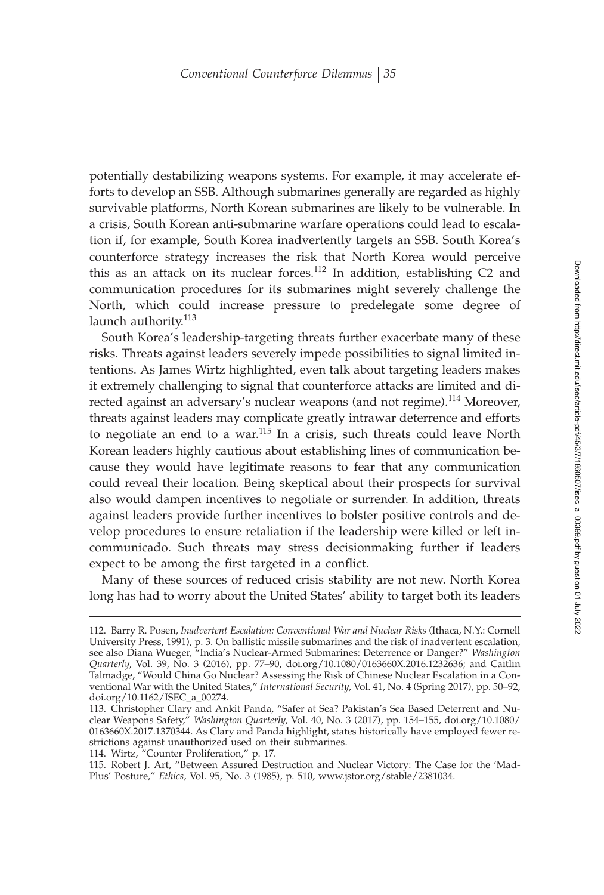potentially destabilizing weapons systems. For example, it may accelerate efforts to develop an SSB. Although submarines generally are regarded as highly survivable platforms, North Korean submarines are likely to be vulnerable. In a crisis, South Korean anti-submarine warfare operations could lead to escalation if, for example, South Korea inadvertently targets an SSB. South Korea's counterforce strategy increases the risk that North Korea would perceive this as an attack on its nuclear forces.[112] In addition, establishing C2 and communication procedures for its submarines might severely challenge the North, which could increase pressure to predelegate some degree of launch authority.[113]

South Korea's leadership-targeting threats further exacerbate many of these risks. Threats against leaders severely impede possibilities to signal limited intentions. As James Wirtz highlighted, even talk about targeting leaders makes it extremely challenging to signal that counterforce attacks are limited and directed against an adversary's nuclear weapons (and not regime).[114] Moreover, threats against leaders may complicate greatly intrawar deterrence and efforts to negotiate an end to a war.[115] In a crisis, such threats could leave North Korean leaders highly cautious about establishing lines of communication because they would have legitimate reasons to fear that any communication could reveal their location. Being skeptical about their prospects for survival also would dampen incentives to negotiate or surrender. In addition, threats against leaders provide further incentives to bolster positive controls and develop procedures to ensure retaliation if the leadership were killed or left incommunicado. Such threats may stress decisionmaking further if leaders expect to be among the first targeted in a conflict.

Many of these sources of reduced crisis stability are not new. North Korea long has had to worry about the United States' ability to target both its leaders

---

112. Barry R. Posen, *Inadvertent Escalation: Conventional War and Nuclear Risks* (Ithaca, N.Y.: Cornell University Press, 1991), p. 3. On ballistic missile submarines and the risk of inadvertent escalation, see also Diana Wueger, "India's Nuclear-Armed Submarines: Deterrence or Danger?" *Washington Quarterly*, Vol. 39, No. 3 (2016), pp. 77–90, doi.org/10.1080/0163660X.2016.1232636; and Caitlin Talmadge, "Would China Go Nuclear? Assessing the Risk of Chinese Nuclear Escalation in a Conventional War with the United States," *International Security*, Vol. 41, No. 4 (Spring 2017), pp. 50–92, doi.org/10.1162/ISEC_a_00274.

113. Christopher Clary and Ankit Panda, "Safer at Sea? Pakistan's Sea Based Deterrent and Nuclear Weapons Safety," *Washington Quarterly*, Vol. 40, No. 3 (2017), pp. 154–155, doi.org/10.1080/0163660X.2017.1370344. As Clary and Panda highlight, states historically have employed fewer restrictions against unauthorized used on their submarines.

114. Wirtz, "Counter Proliferation," p. 17.

115. Robert J. Art, "Between Assured Destruction and Nuclear Victory: The Case for the 'Mad-Plus' Posture," *Ethics*, Vol. 95, No. 3 (1985), p. 510, www.jstor.org/stable/2381034.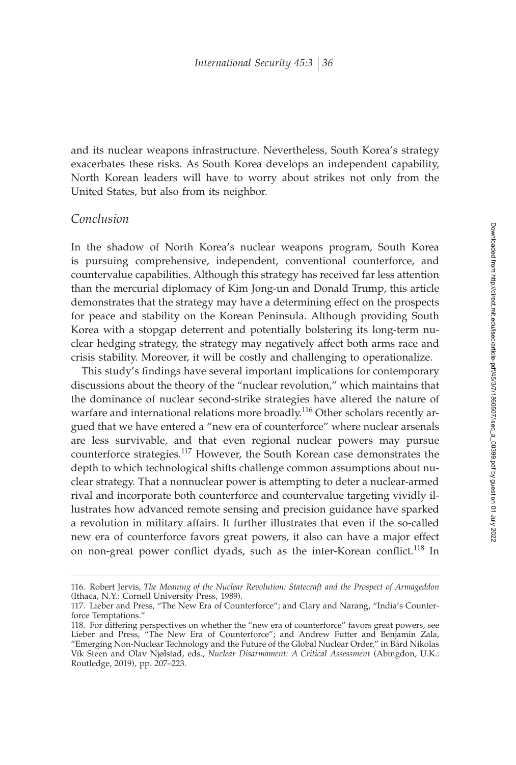and its nuclear weapons infrastructure. Nevertheless, South Korea's strategy exacerbates these risks. As South Korea develops an independent capability, North Korean leaders will have to worry about strikes not only from the United States, but also from its neighbor.

## *Conclusion*

In the shadow of North Korea's nuclear weapons program, South Korea is pursuing comprehensive, independent, conventional counterforce, and countervalue capabilities. Although this strategy has received far less attention than the mercurial diplomacy of Kim Jong-un and Donald Trump, this article demonstrates that the strategy may have a determining effect on the prospects for peace and stability on the Korean Peninsula. Although providing South Korea with a stopgap deterrent and potentially bolstering its long-term nuclear hedging strategy, the strategy may negatively affect both arms race and crisis stability. Moreover, it will be costly and challenging to operationalize.

This study's findings have several important implications for contemporary discussions about the theory of the "nuclear revolution," which maintains that the dominance of nuclear second-strike strategies have altered the nature of warfare and international relations more broadly.[116] Other scholars recently argued that we have entered a "new era of counterforce" where nuclear arsenals are less survivable, and that even regional nuclear powers may pursue counterforce strategies.[117] However, the South Korean case demonstrates the depth to which technological shifts challenge common assumptions about nuclear strategy. That a nonnuclear power is attempting to deter a nuclear-armed rival and incorporate both counterforce and countervalue targeting vividly illustrates how advanced remote sensing and precision guidance have sparked a revolution in military affairs. It further illustrates that even if the so-called new era of counterforce favors great powers, it also can have a major effect on non-great power conflict dyads, such as the inter-Korean conflict.[118] In

116. Robert Jervis, *The Meaning of the Nuclear Revolution: Statecraft and the Prospect of Armageddon* (Ithaca, N.Y.: Cornell University Press, 1989).

117. Lieber and Press, "The New Era of Counterforce"; and Clary and Narang, "India's Counterforce Temptations."

118. For differing perspectives on whether the "new era of counterforce" favors great powers, see Lieber and Press, "The New Era of Counterforce"; and Andrew Futter and Benjamin Zala, "Emerging Non-Nuclear Technology and the Future of the Global Nuclear Order," in Bård Nikolas Vik Steen and Olav Njølstad, eds., *Nuclear Disarmament: A Critical Assessment* (Abingdon, U.K.: Routledge, 2019), pp. 207–223.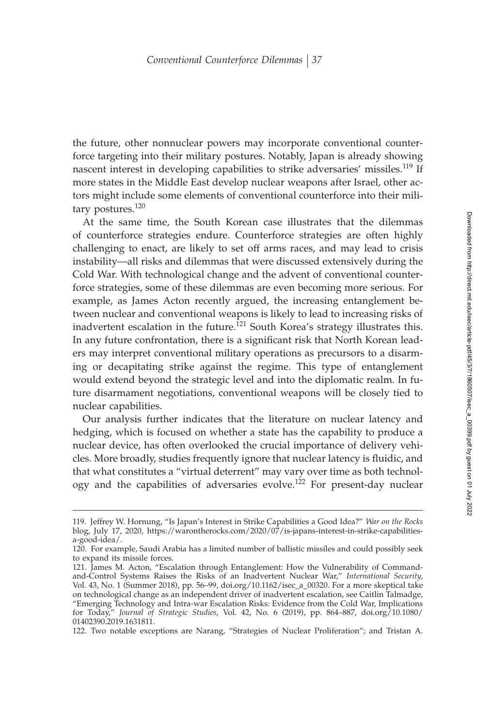the future, other nonnuclear powers may incorporate conventional counterforce targeting into their military postures. Notably, Japan is already showing nascent interest in developing capabilities to strike adversaries' missiles.[119] If more states in the Middle East develop nuclear weapons after Israel, other actors might include some elements of conventional counterforce into their military postures.[120]

At the same time, the South Korean case illustrates that the dilemmas of counterforce strategies endure. Counterforce strategies are often highly challenging to enact, are likely to set off arms races, and may lead to crisis instability—all risks and dilemmas that were discussed extensively during the Cold War. With technological change and the advent of conventional counterforce strategies, some of these dilemmas are even becoming more serious. For example, as James Acton recently argued, the increasing entanglement between nuclear and conventional weapons is likely to lead to increasing risks of inadvertent escalation in the future.[121] South Korea's strategy illustrates this. In any future confrontation, there is a significant risk that North Korean leaders may interpret conventional military operations as precursors to a disarming or decapitating strike against the regime. This type of entanglement would extend beyond the strategic level and into the diplomatic realm. In future disarmament negotiations, conventional weapons will be closely tied to nuclear capabilities.

Our analysis further indicates that the literature on nuclear latency and hedging, which is focused on whether a state has the capability to produce a nuclear device, has often overlooked the crucial importance of delivery vehicles. More broadly, studies frequently ignore that nuclear latency is fluidic, and that what constitutes a "virtual deterrent" may vary over time as both technology and the capabilities of adversaries evolve.[122] For present-day nuclear

119. Jeffrey W. Hornung, "Is Japan's Interest in Strike Capabilities a Good Idea?" *War on the Rocks* blog, July 17, 2020, https://warontherocks.com/2020/07/is-japans-interest-in-strike-capabilities-a-good-idea/.

120. For example, Saudi Arabia has a limited number of ballistic missiles and could possibly seek to expand its missile forces.

121. James M. Acton, "Escalation through Entanglement: How the Vulnerability of Command-and-Control Systems Raises the Risks of an Inadvertent Nuclear War," *International Security*, Vol. 43, No. 1 (Summer 2018), pp. 56–99, doi.org/10.1162/isec_a_00320. For a more skeptical take on technological change as an independent driver of inadvertent escalation, see Caitlin Talmadge, "Emerging Technology and Intra-war Escalation Risks: Evidence from the Cold War, Implications for Today," *Journal of Strategic Studies*, Vol. 42, No. 6 (2019), pp. 864–887, doi.org/10.1080/01402390.2019.1631811.

122. Two notable exceptions are Narang, "Strategies of Nuclear Proliferation"; and Tristan A.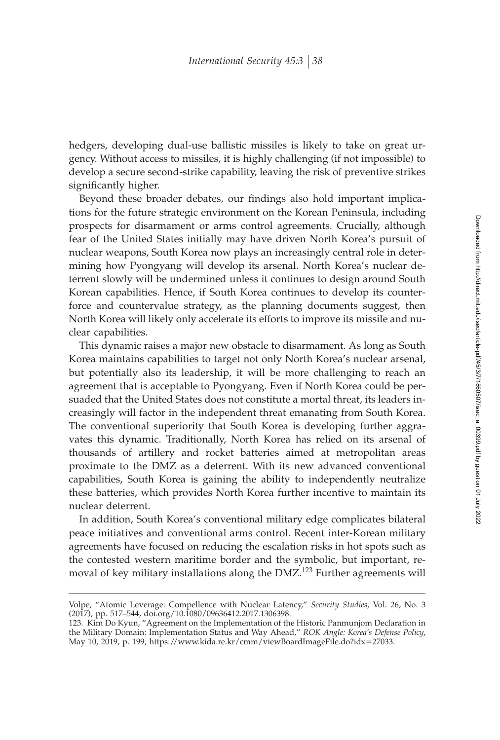hedgers, developing dual-use ballistic missiles is likely to take on great urgency. Without access to missiles, it is highly challenging (if not impossible) to develop a secure second-strike capability, leaving the risk of preventive strikes significantly higher.

Beyond these broader debates, our findings also hold important implications for the future strategic environment on the Korean Peninsula, including prospects for disarmament or arms control agreements. Crucially, although fear of the United States initially may have driven North Korea's pursuit of nuclear weapons, South Korea now plays an increasingly central role in determining how Pyongyang will develop its arsenal. North Korea's nuclear deterrent slowly will be undermined unless it continues to design around South Korean capabilities. Hence, if South Korea continues to develop its counterforce and countervalue strategy, as the planning documents suggest, then North Korea will likely only accelerate its efforts to improve its missile and nuclear capabilities.

This dynamic raises a major new obstacle to disarmament. As long as South Korea maintains capabilities to target not only North Korea's nuclear arsenal, but potentially also its leadership, it will be more challenging to reach an agreement that is acceptable to Pyongyang. Even if North Korea could be persuaded that the United States does not constitute a mortal threat, its leaders increasingly will factor in the independent threat emanating from South Korea. The conventional superiority that South Korea is developing further aggravates this dynamic. Traditionally, North Korea has relied on its arsenal of thousands of artillery and rocket batteries aimed at metropolitan areas proximate to the DMZ as a deterrent. With its new advanced conventional capabilities, South Korea is gaining the ability to independently neutralize these batteries, which provides North Korea further incentive to maintain its nuclear deterrent.

In addition, South Korea's conventional military edge complicates bilateral peace initiatives and conventional arms control. Recent inter-Korean military agreements have focused on reducing the escalation risks in hot spots such as the contested western maritime border and the symbolic, but important, removal of key military installations along the DMZ.[123] Further agreements will

---

Volpe, "Atomic Leverage: Compellence with Nuclear Latency," *Security Studies*, Vol. 26, No. 3 (2017), pp. 517–544, doi.org/10.1080/09636412.2017.1306398.

123. Kim Do Kyun, "Agreement on the Implementation of the Historic Panmunjom Declaration in the Military Domain: Implementation Status and Way Ahead," *ROK Angle: Korea's Defense Policy*, May 10, 2019, p. 199, https://www.kida.re.kr/cmm/viewBoardImageFile.do?idx=27033.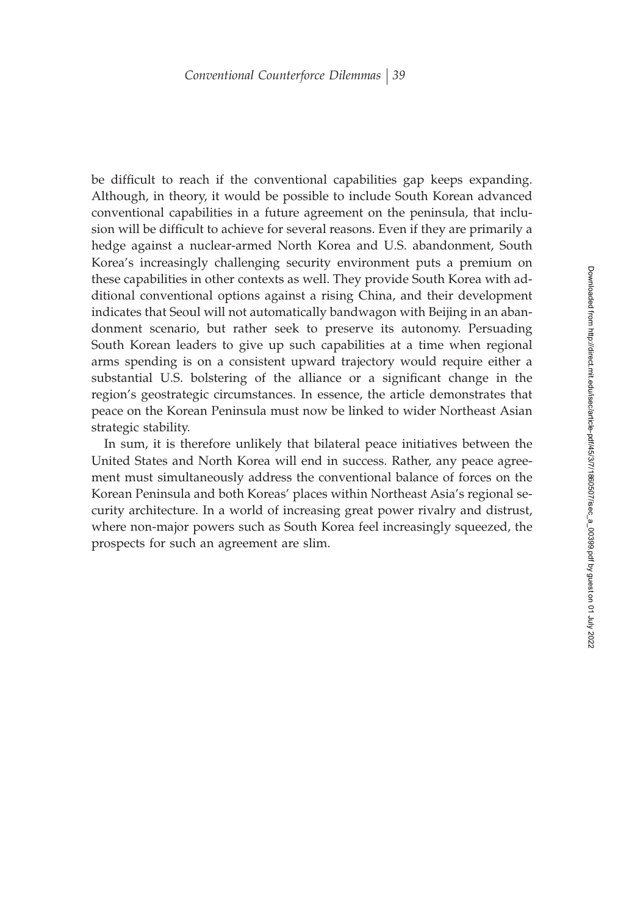be difficult to reach if the conventional capabilities gap keeps expanding. Although, in theory, it would be possible to include South Korean advanced conventional capabilities in a future agreement on the peninsula, that inclusion will be difficult to achieve for several reasons. Even if they are primarily a hedge against a nuclear-armed North Korea and U.S. abandonment, South Korea's increasingly challenging security environment puts a premium on these capabilities in other contexts as well. They provide South Korea with additional conventional options against a rising China, and their development indicates that Seoul will not automatically bandwagon with Beijing in an abandonment scenario, but rather seek to preserve its autonomy. Persuading South Korean leaders to give up such capabilities at a time when regional arms spending is on a consistent upward trajectory would require either a substantial U.S. bolstering of the alliance or a significant change in the region's geostrategic circumstances. In essence, the article demonstrates that peace on the Korean Peninsula must now be linked to wider Northeast Asian strategic stability.

In sum, it is therefore unlikely that bilateral peace initiatives between the United States and North Korea will end in success. Rather, any peace agreement must simultaneously address the conventional balance of forces on the Korean Peninsula and both Koreas' places within Northeast Asia's regional security architecture. In a world of increasing great power rivalry and distrust, where non-major powers such as South Korea feel increasingly squeezed, the prospects for such an agreement are slim.